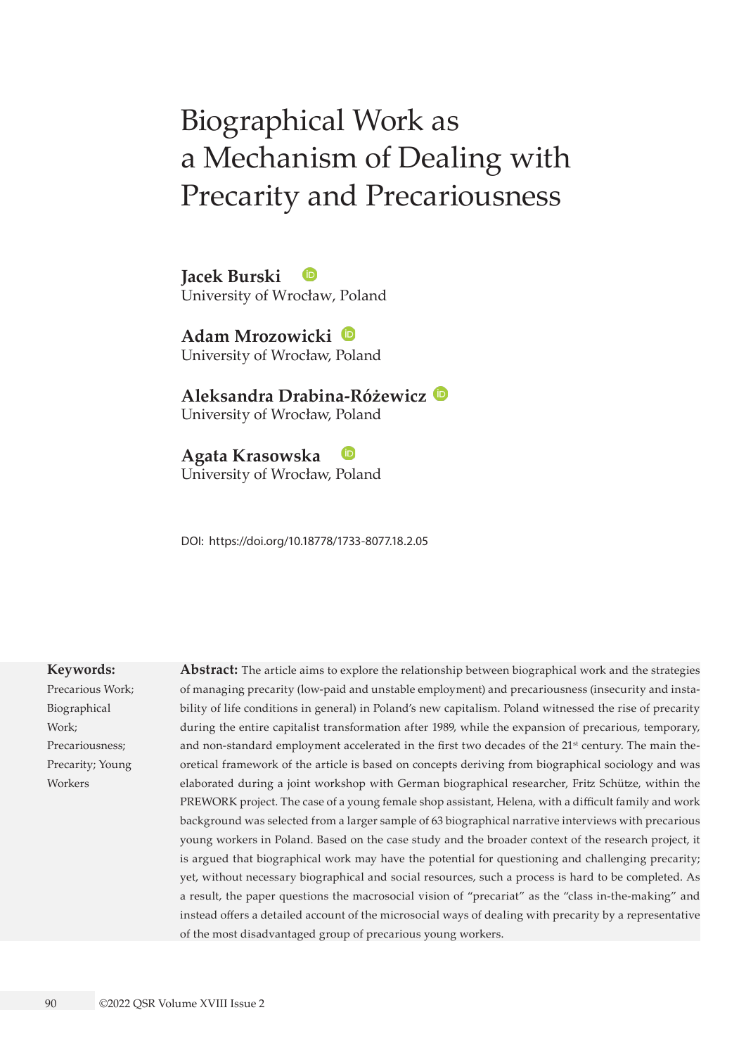# Biographical Work as a Mechanism of Dealing with Precarity and Precariousness

**Jacek Burski**
University of Wrocław, Poland

**Adam Mrozowicki**
University of Wrocław, Poland

**Aleksandra Drabina-Różewicz**
University of Wrocław, Poland

**Agata Krasowska**
University of Wrocław, Poland

DOI: https://doi.org/10.18778/1733-8077.18.2.05

**Keywords:**
Precarious Work; Biographical Work; Precariousness; Precarity; Young Workers

**Abstract:** The article aims to explore the relationship between biographical work and the strategies of managing precarity (low-paid and unstable employment) and precariousness (insecurity and instability of life conditions in general) in Poland's new capitalism. Poland witnessed the rise of precarity during the entire capitalist transformation after 1989, while the expansion of precarious, temporary, and non-standard employment accelerated in the first two decades of the 21st century. The main theoretical framework of the article is based on concepts deriving from biographical sociology and was elaborated during a joint workshop with German biographical researcher, Fritz Schütze, within the PREWORK project. The case of a young female shop assistant, Helena, with a difficult family and work background was selected from a larger sample of 63 biographical narrative interviews with precarious young workers in Poland. Based on the case study and the broader context of the research project, it is argued that biographical work may have the potential for questioning and challenging precarity; yet, without necessary biographical and social resources, such a process is hard to be completed. As a result, the paper questions the macrosocial vision of "precariat" as the "class in-the-making" and instead offers a detailed account of the microsocial ways of dealing with precarity by a representative of the most disadvantaged group of precarious young workers.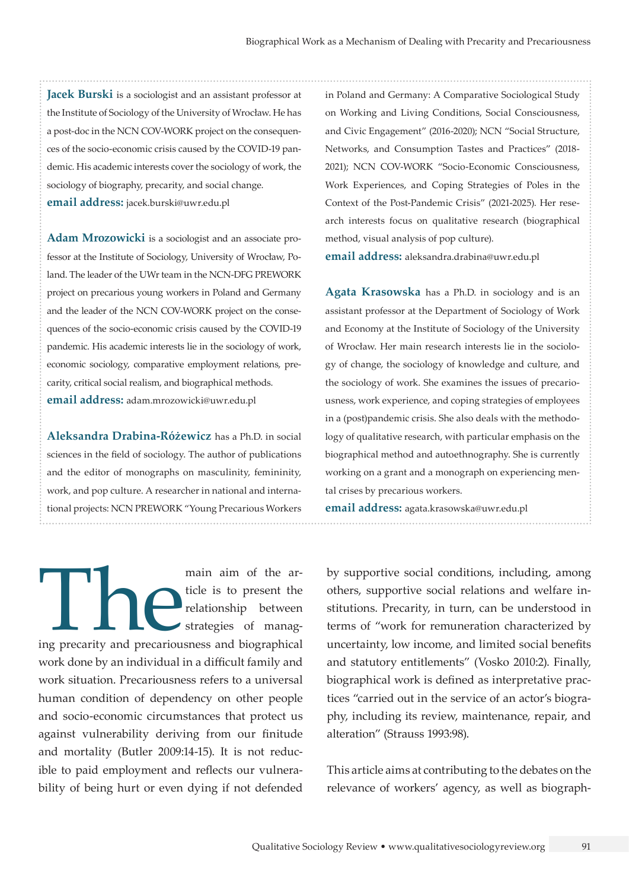**Jacek Burski** is a sociologist and an assistant professor at the Institute of Sociology of the University of Wrocław. He has a post-doc in the NCN COV-WORK project on the consequences of the socio-economic crisis caused by the COVID-19 pandemic. His academic interests cover the sociology of work, the sociology of biography, precarity, and social change.
**email address:** jacek.burski@uwr.edu.pl

**Adam Mrozowicki** is a sociologist and an associate professor at the Institute of Sociology, University of Wrocław, Poland. The leader of the UWr team in the NCN-DFG PREWORK project on precarious young workers in Poland and Germany and the leader of the NCN COV-WORK project on the consequences of the socio-economic crisis caused by the COVID-19 pandemic. His academic interests lie in the sociology of work, economic sociology, comparative employment relations, precarity, critical social realism, and biographical methods.
**email address:** adam.mrozowicki@uwr.edu.pl

**Aleksandra Drabina-Różewicz** has a Ph.D. in social sciences in the field of sociology. The author of publications and the editor of monographs on masculinity, femininity, work, and pop culture. A researcher in national and international projects: NCN PREWORK "Young Precarious Workers in Poland and Germany: A Comparative Sociological Study on Working and Living Conditions, Social Consciousness, and Civic Engagement" (2016-2020); NCN "Social Structure, Networks, and Consumption Tastes and Practices" (2018-2021); NCN COV-WORK "Socio-Economic Consciousness, Work Experiences, and Coping Strategies of Poles in the Context of the Post-Pandemic Crisis" (2021-2025). Her research interests focus on qualitative research (biographical method, visual analysis of pop culture).
**email address:** aleksandra.drabina@uwr.edu.pl

**Agata Krasowska** has a Ph.D. in sociology and is an assistant professor at the Department of Sociology of Work and Economy at the Institute of Sociology of the University of Wrocław. Her main research interests lie in the sociology of change, the sociology of knowledge and culture, and the sociology of work. She examines the issues of precariousness, work experience, and coping strategies of employees in a (post)pandemic crisis. She also deals with the methodology of qualitative research, with particular emphasis on the biographical method and autoethnography. She is currently working on a grant and a monograph on experiencing mental crises by precarious workers.
**email address:** agata.krasowska@uwr.edu.pl

The main aim of the article is to present the relationship between strategies of managing precarity and precariousness and biographical work done by an individual in a difficult family and work situation. Precariousness refers to a universal human condition of dependency on other people and socio-economic circumstances that protect us against vulnerability deriving from our finitude and mortality (Butler 2009:14-15). It is not reducible to paid employment and reflects our vulnerability of being hurt or even dying if not defended by supportive social conditions, including, among others, supportive social relations and welfare institutions. Precarity, in turn, can be understood in terms of "work for remuneration characterized by uncertainty, low income, and limited social benefits and statutory entitlements" (Vosko 2010:2). Finally, biographical work is defined as interpretative practices "carried out in the service of an actor's biography, including its review, maintenance, repair, and alteration" (Strauss 1993:98).

This article aims at contributing to the debates on the relevance of workers' agency, as well as biograph-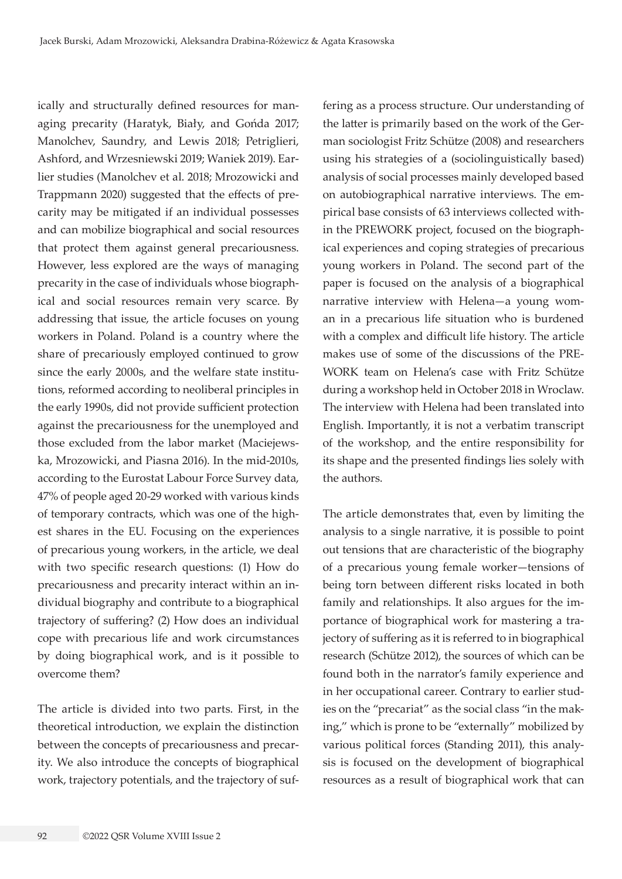ically and structurally defined resources for managing precarity (Haratyk, Biały, and Gońda 2017; Manolchev, Saundry, and Lewis 2018; Petriglieri, Ashford, and Wrzesniewski 2019; Waniek 2019). Earlier studies (Manolchev et al. 2018; Mrozowicki and Trappmann 2020) suggested that the effects of precarity may be mitigated if an individual possesses and can mobilize biographical and social resources that protect them against general precariousness. However, less explored are the ways of managing precarity in the case of individuals whose biographical and social resources remain very scarce. By addressing that issue, the article focuses on young workers in Poland. Poland is a country where the share of precariously employed continued to grow since the early 2000s, and the welfare state institutions, reformed according to neoliberal principles in the early 1990s, did not provide sufficient protection against the precariousness for the unemployed and those excluded from the labor market (Maciejewska, Mrozowicki, and Piasna 2016). In the mid-2010s, according to the Eurostat Labour Force Survey data, 47% of people aged 20-29 worked with various kinds of temporary contracts, which was one of the highest shares in the EU. Focusing on the experiences of precarious young workers, in the article, we deal with two specific research questions: (1) How do precariousness and precarity interact within an individual biography and contribute to a biographical trajectory of suffering? (2) How does an individual cope with precarious life and work circumstances by doing biographical work, and is it possible to overcome them?

The article is divided into two parts. First, in the theoretical introduction, we explain the distinction between the concepts of precariousness and precarity. We also introduce the concepts of biographical work, trajectory potentials, and the trajectory of suffering as a process structure. Our understanding of the latter is primarily based on the work of the German sociologist Fritz Schütze (2008) and researchers using his strategies of a (sociolinguistically based) analysis of social processes mainly developed based on autobiographical narrative interviews. The empirical base consists of 63 interviews collected within the PREWORK project, focused on the biographical experiences and coping strategies of precarious young workers in Poland. The second part of the paper is focused on the analysis of a biographical narrative interview with Helena—a young woman in a precarious life situation who is burdened with a complex and difficult life history. The article makes use of some of the discussions of the PREWORK team on Helena's case with Fritz Schütze during a workshop held in October 2018 in Wroclaw. The interview with Helena had been translated into English. Importantly, it is not a verbatim transcript of the workshop, and the entire responsibility for its shape and the presented findings lies solely with the authors.

The article demonstrates that, even by limiting the analysis to a single narrative, it is possible to point out tensions that are characteristic of the biography of a precarious young female worker—tensions of being torn between different risks located in both family and relationships. It also argues for the importance of biographical work for mastering a trajectory of suffering as it is referred to in biographical research (Schütze 2012), the sources of which can be found both in the narrator's family experience and in her occupational career. Contrary to earlier studies on the "precariat" as the social class "in the making," which is prone to be "externally" mobilized by various political forces (Standing 2011), this analysis is focused on the development of biographical resources as a result of biographical work that can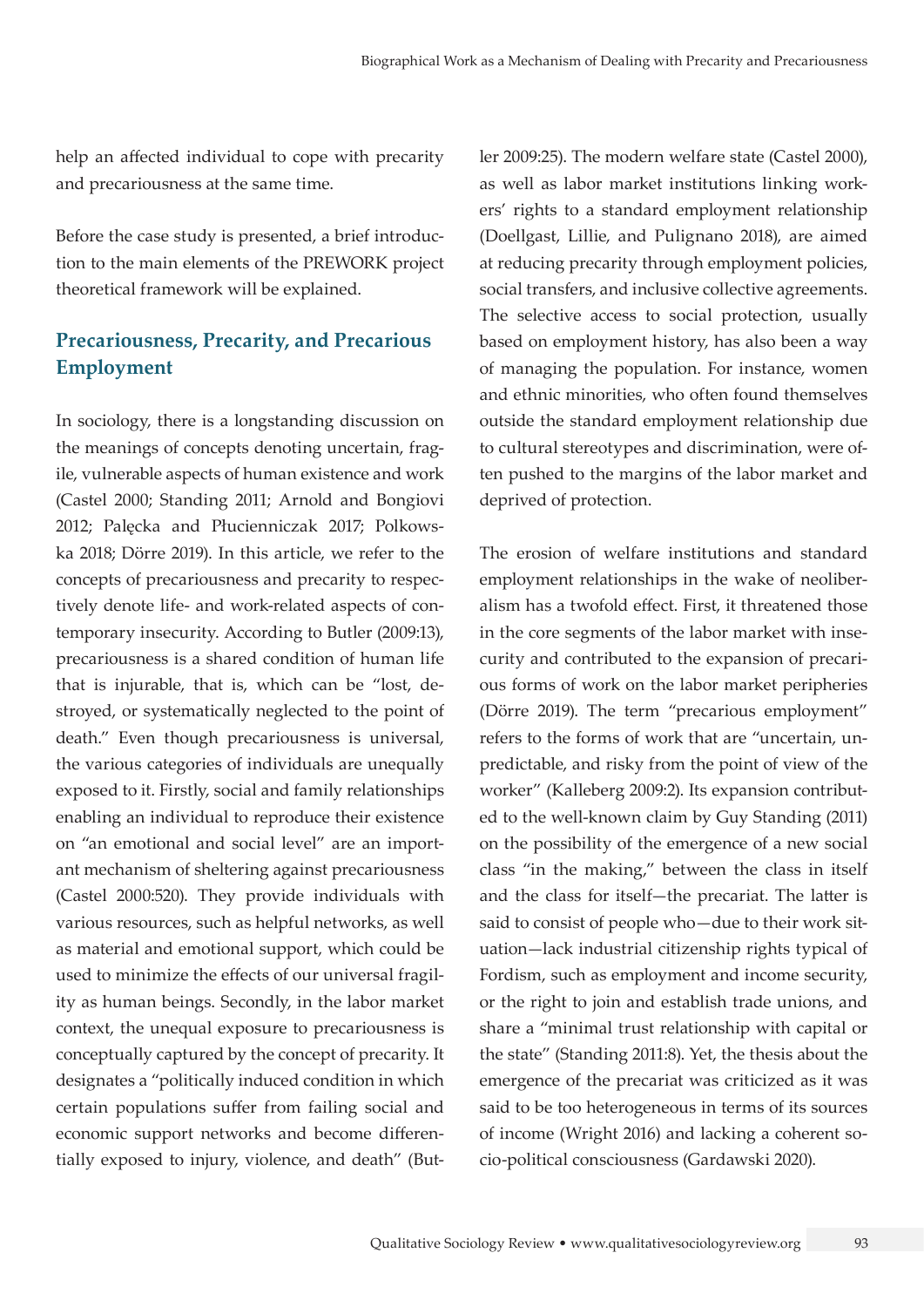help an affected individual to cope with precarity and precariousness at the same time.

Before the case study is presented, a brief introduction to the main elements of the PREWORK project theoretical framework will be explained.

## Precariousness, Precarity, and Precarious Employment

In sociology, there is a longstanding discussion on the meanings of concepts denoting uncertain, fragile, vulnerable aspects of human existence and work (Castel 2000; Standing 2011; Arnold and Bongiovi 2012; Palęcka and Płucienniczak 2017; Polkowska 2018; Dörre 2019). In this article, we refer to the concepts of precariousness and precarity to respectively denote life- and work-related aspects of contemporary insecurity. According to Butler (2009:13), precariousness is a shared condition of human life that is injurable, that is, which can be "lost, destroyed, or systematically neglected to the point of death." Even though precariousness is universal, the various categories of individuals are unequally exposed to it. Firstly, social and family relationships enabling an individual to reproduce their existence on "an emotional and social level" are an important mechanism of sheltering against precariousness (Castel 2000:520). They provide individuals with various resources, such as helpful networks, as well as material and emotional support, which could be used to minimize the effects of our universal fragility as human beings. Secondly, in the labor market context, the unequal exposure to precariousness is conceptually captured by the concept of precarity. It designates a "politically induced condition in which certain populations suffer from failing social and economic support networks and become differentially exposed to injury, violence, and death" (Butler 2009:25). The modern welfare state (Castel 2000), as well as labor market institutions linking workers' rights to a standard employment relationship (Doellgast, Lillie, and Pulignano 2018), are aimed at reducing precarity through employment policies, social transfers, and inclusive collective agreements. The selective access to social protection, usually based on employment history, has also been a way of managing the population. For instance, women and ethnic minorities, who often found themselves outside the standard employment relationship due to cultural stereotypes and discrimination, were often pushed to the margins of the labor market and deprived of protection.

The erosion of welfare institutions and standard employment relationships in the wake of neoliberalism has a twofold effect. First, it threatened those in the core segments of the labor market with insecurity and contributed to the expansion of precarious forms of work on the labor market peripheries (Dörre 2019). The term "precarious employment" refers to the forms of work that are "uncertain, unpredictable, and risky from the point of view of the worker" (Kalleberg 2009:2). Its expansion contributed to the well-known claim by Guy Standing (2011) on the possibility of the emergence of a new social class "in the making," between the class in itself and the class for itself—the precariat. The latter is said to consist of people who—due to their work situation—lack industrial citizenship rights typical of Fordism, such as employment and income security, or the right to join and establish trade unions, and share a "minimal trust relationship with capital or the state" (Standing 2011:8). Yet, the thesis about the emergence of the precariat was criticized as it was said to be too heterogeneous in terms of its sources of income (Wright 2016) and lacking a coherent socio-political consciousness (Gardawski 2020).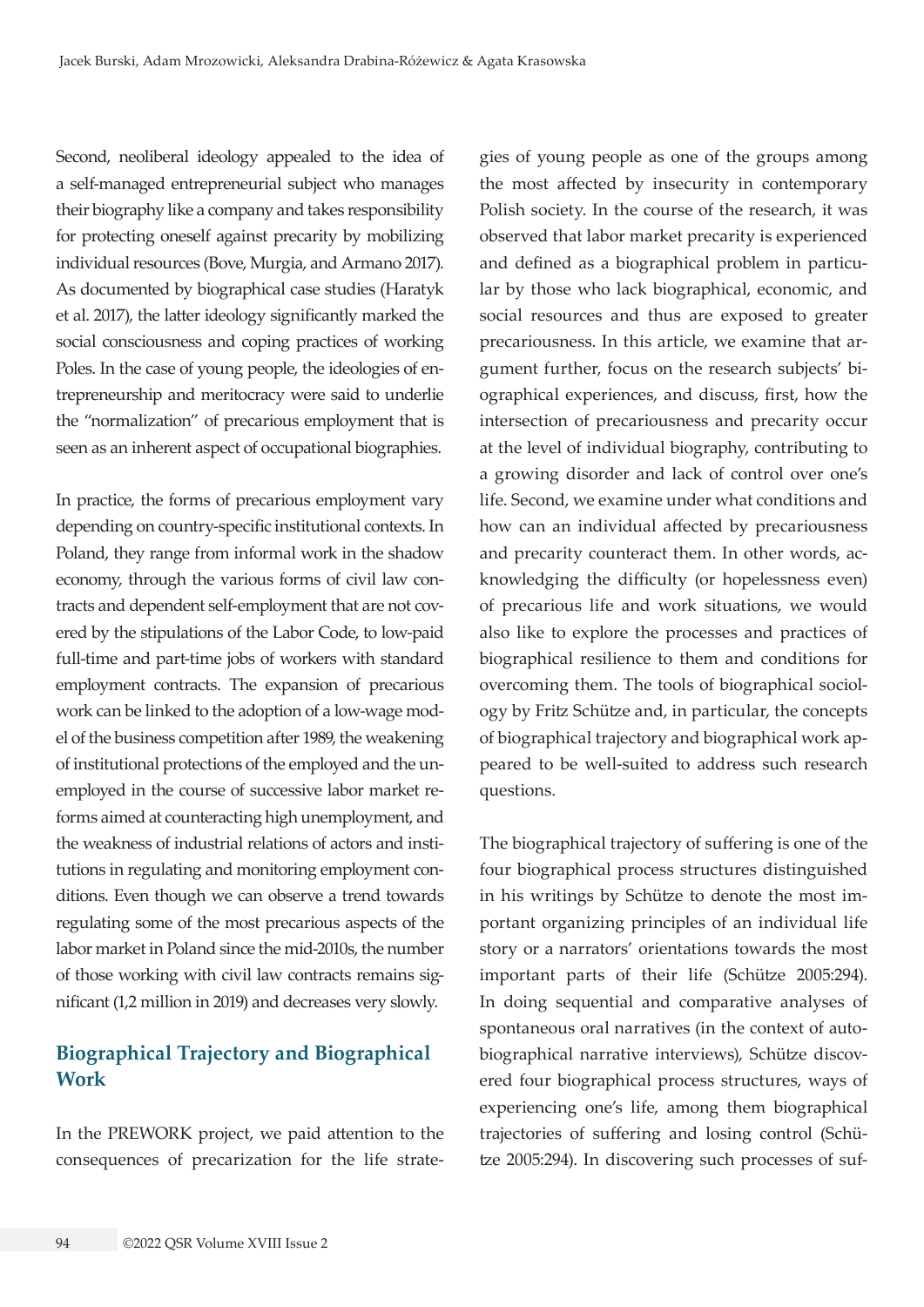Second, neoliberal ideology appealed to the idea of a self-managed entrepreneurial subject who manages their biography like a company and takes responsibility for protecting oneself against precarity by mobilizing individual resources (Bove, Murgia, and Armano 2017). As documented by biographical case studies (Haratyk et al. 2017), the latter ideology significantly marked the social consciousness and coping practices of working Poles. In the case of young people, the ideologies of entrepreneurship and meritocracy were said to underlie the "normalization" of precarious employment that is seen as an inherent aspect of occupational biographies.

In practice, the forms of precarious employment vary depending on country-specific institutional contexts. In Poland, they range from informal work in the shadow economy, through the various forms of civil law contracts and dependent self-employment that are not covered by the stipulations of the Labor Code, to low-paid full-time and part-time jobs of workers with standard employment contracts. The expansion of precarious work can be linked to the adoption of a low-wage model of the business competition after 1989, the weakening of institutional protections of the employed and the unemployed in the course of successive labor market reforms aimed at counteracting high unemployment, and the weakness of industrial relations of actors and institutions in regulating and monitoring employment conditions. Even though we can observe a trend towards regulating some of the most precarious aspects of the labor market in Poland since the mid-2010s, the number of those working with civil law contracts remains significant (1,2 million in 2019) and decreases very slowly.

## Biographical Trajectory and Biographical Work

In the PREWORK project, we paid attention to the consequences of precarization for the life strategies of young people as one of the groups among the most affected by insecurity in contemporary Polish society. In the course of the research, it was observed that labor market precarity is experienced and defined as a biographical problem in particular by those who lack biographical, economic, and social resources and thus are exposed to greater precariousness. In this article, we examine that argument further, focus on the research subjects' biographical experiences, and discuss, first, how the intersection of precariousness and precarity occur at the level of individual biography, contributing to a growing disorder and lack of control over one's life. Second, we examine under what conditions and how can an individual affected by precariousness and precarity counteract them. In other words, acknowledging the difficulty (or hopelessness even) of precarious life and work situations, we would also like to explore the processes and practices of biographical resilience to them and conditions for overcoming them. The tools of biographical sociology by Fritz Schütze and, in particular, the concepts of biographical trajectory and biographical work appeared to be well-suited to address such research questions.

The biographical trajectory of suffering is one of the four biographical process structures distinguished in his writings by Schütze to denote the most important organizing principles of an individual life story or a narrators' orientations towards the most important parts of their life (Schütze 2005:294). In doing sequential and comparative analyses of spontaneous oral narratives (in the context of autobiographical narrative interviews), Schütze discovered four biographical process structures, ways of experiencing one's life, among them biographical trajectories of suffering and losing control (Schütze 2005:294). In discovering such processes of suf-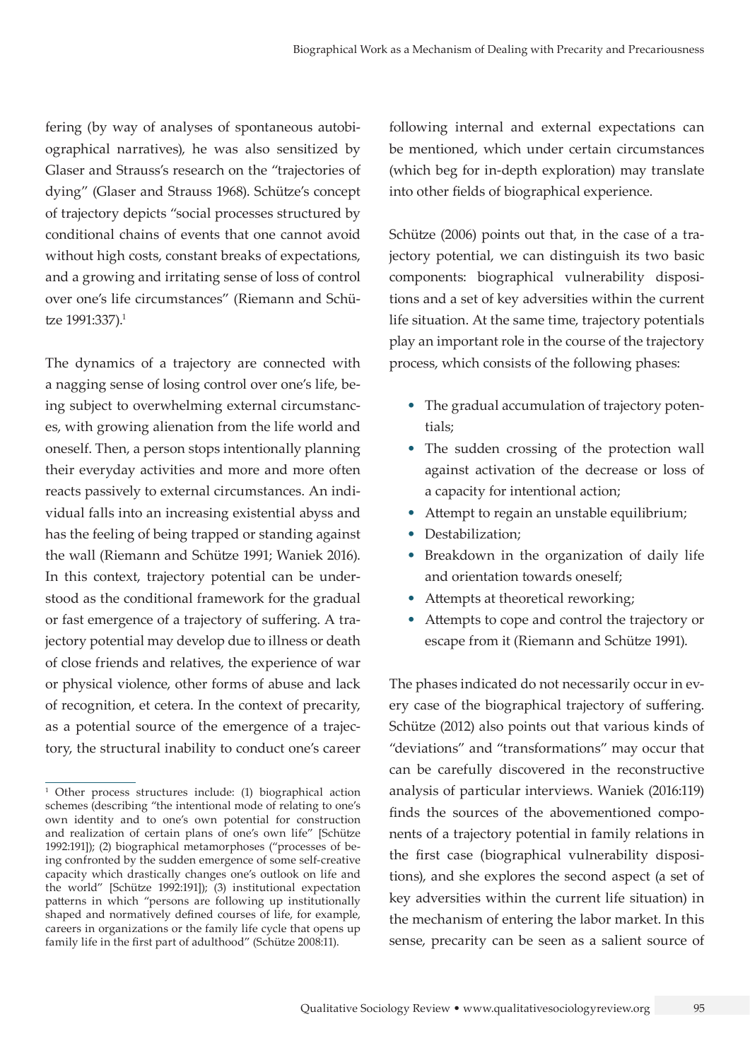fering (by way of analyses of spontaneous autobiographical narratives), he was also sensitized by Glaser and Strauss's research on the "trajectories of dying" (Glaser and Strauss 1968). Schütze's concept of trajectory depicts "social processes structured by conditional chains of events that one cannot avoid without high costs, constant breaks of expectations, and a growing and irritating sense of loss of control over one's life circumstances" (Riemann and Schütze 1991:337).[1]

The dynamics of a trajectory are connected with a nagging sense of losing control over one's life, being subject to overwhelming external circumstances, with growing alienation from the life world and oneself. Then, a person stops intentionally planning their everyday activities and more and more often reacts passively to external circumstances. An individual falls into an increasing existential abyss and has the feeling of being trapped or standing against the wall (Riemann and Schütze 1991; Waniek 2016). In this context, trajectory potential can be understood as the conditional framework for the gradual or fast emergence of a trajectory of suffering. A trajectory potential may develop due to illness or death of close friends and relatives, the experience of war or physical violence, other forms of abuse and lack of recognition, et cetera. In the context of precarity, as a potential source of the emergence of a trajectory, the structural inability to conduct one's career following internal and external expectations can be mentioned, which under certain circumstances (which beg for in-depth exploration) may translate into other fields of biographical experience.

Schütze (2006) points out that, in the case of a trajectory potential, we can distinguish its two basic components: biographical vulnerability dispositions and a set of key adversities within the current life situation. At the same time, trajectory potentials play an important role in the course of the trajectory process, which consists of the following phases:

- The gradual accumulation of trajectory potentials;
- The sudden crossing of the protection wall against activation of the decrease or loss of a capacity for intentional action;
- Attempt to regain an unstable equilibrium;
- Destabilization;
- Breakdown in the organization of daily life and orientation towards oneself;
- Attempts at theoretical reworking;
- Attempts to cope and control the trajectory or escape from it (Riemann and Schütze 1991).

The phases indicated do not necessarily occur in every case of the biographical trajectory of suffering. Schütze (2012) also points out that various kinds of "deviations" and "transformations" may occur that can be carefully discovered in the reconstructive analysis of particular interviews. Waniek (2016:119) finds the sources of the abovementioned components of a trajectory potential in family relations in the first case (biographical vulnerability dispositions), and she explores the second aspect (a set of key adversities within the current life situation) in the mechanism of entering the labor market. In this sense, precarity can be seen as a salient source of

[1] Other process structures include: (1) biographical action schemes (describing "the intentional mode of relating to one's own identity and to one's own potential for construction and realization of certain plans of one's own life" [Schütze 1992:191]); (2) biographical metamorphoses ("processes of being confronted by the sudden emergence of some self-creative capacity which drastically changes one's outlook on life and the world" [Schütze 1992:191]); (3) institutional expectation patterns in which "persons are following up institutionally shaped and normatively defined courses of life, for example, careers in organizations or the family life cycle that opens up family life in the first part of adulthood" (Schütze 2008:11).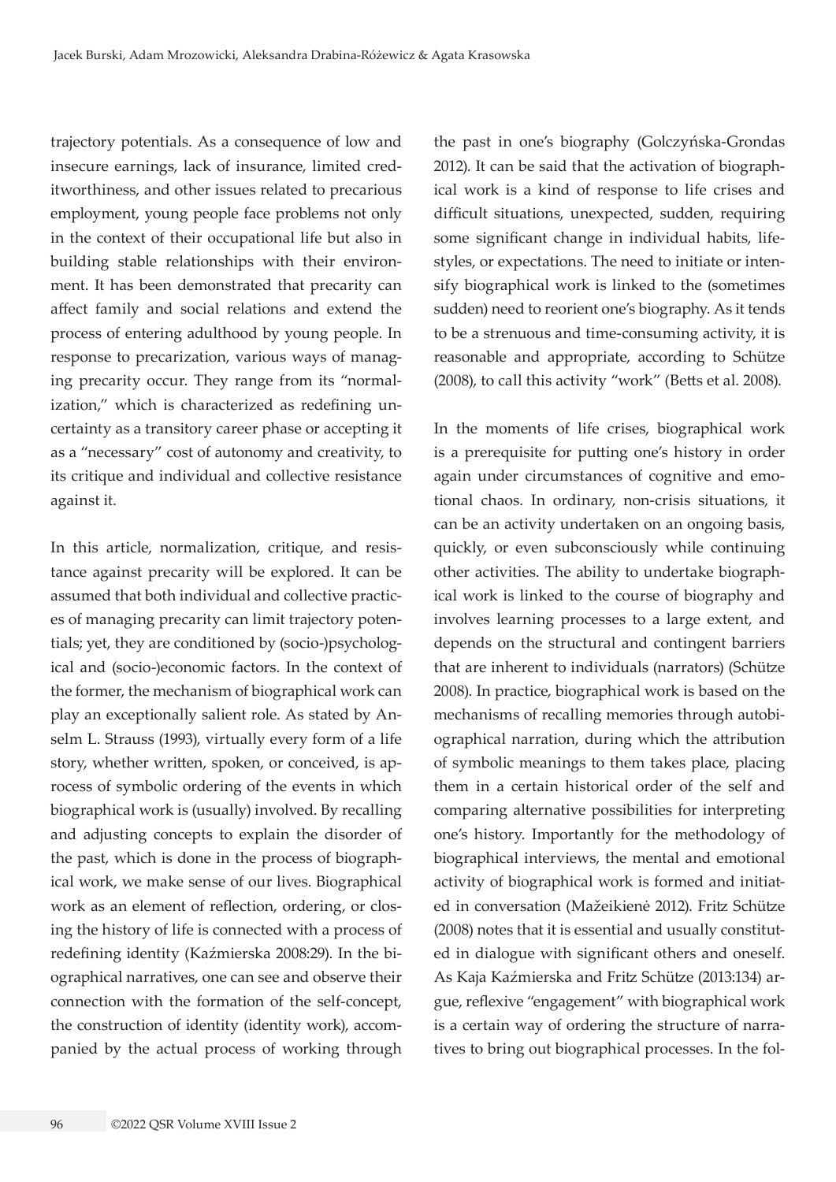trajectory potentials. As a consequence of low and insecure earnings, lack of insurance, limited creditworthiness, and other issues related to precarious employment, young people face problems not only in the context of their occupational life but also in building stable relationships with their environment. It has been demonstrated that precarity can affect family and social relations and extend the process of entering adulthood by young people. In response to precarization, various ways of managing precarity occur. They range from its "normalization," which is characterized as redefining uncertainty as a transitory career phase or accepting it as a "necessary" cost of autonomy and creativity, to its critique and individual and collective resistance against it.

In this article, normalization, critique, and resistance against precarity will be explored. It can be assumed that both individual and collective practices of managing precarity can limit trajectory potentials; yet, they are conditioned by (socio-)psychological and (socio-)economic factors. In the context of the former, the mechanism of biographical work can play an exceptionally salient role. As stated by Anselm L. Strauss (1993), virtually every form of a life story, whether written, spoken, or conceived, is aprocess of symbolic ordering of the events in which biographical work is (usually) involved. By recalling and adjusting concepts to explain the disorder of the past, which is done in the process of biographical work, we make sense of our lives. Biographical work as an element of reflection, ordering, or closing the history of life is connected with a process of redefining identity (Kaźmierska 2008:29). In the biographical narratives, one can see and observe their connection with the formation of the self-concept, the construction of identity (identity work), accompanied by the actual process of working through the past in one's biography (Golczyńska-Grondas 2012). It can be said that the activation of biographical work is a kind of response to life crises and difficult situations, unexpected, sudden, requiring some significant change in individual habits, lifestyles, or expectations. The need to initiate or intensify biographical work is linked to the (sometimes sudden) need to reorient one's biography. As it tends to be a strenuous and time-consuming activity, it is reasonable and appropriate, according to Schütze (2008), to call this activity "work" (Betts et al. 2008).

In the moments of life crises, biographical work is a prerequisite for putting one's history in order again under circumstances of cognitive and emotional chaos. In ordinary, non-crisis situations, it can be an activity undertaken on an ongoing basis, quickly, or even subconsciously while continuing other activities. The ability to undertake biographical work is linked to the course of biography and involves learning processes to a large extent, and depends on the structural and contingent barriers that are inherent to individuals (narrators) (Schütze 2008). In practice, biographical work is based on the mechanisms of recalling memories through autobiographical narration, during which the attribution of symbolic meanings to them takes place, placing them in a certain historical order of the self and comparing alternative possibilities for interpreting one's history. Importantly for the methodology of biographical interviews, the mental and emotional activity of biographical work is formed and initiated in conversation (Mažeikienė 2012). Fritz Schütze (2008) notes that it is essential and usually constituted in dialogue with significant others and oneself. As Kaja Kaźmierska and Fritz Schütze (2013:134) argue, reflexive "engagement" with biographical work is a certain way of ordering the structure of narratives to bring out biographical processes. In the fol-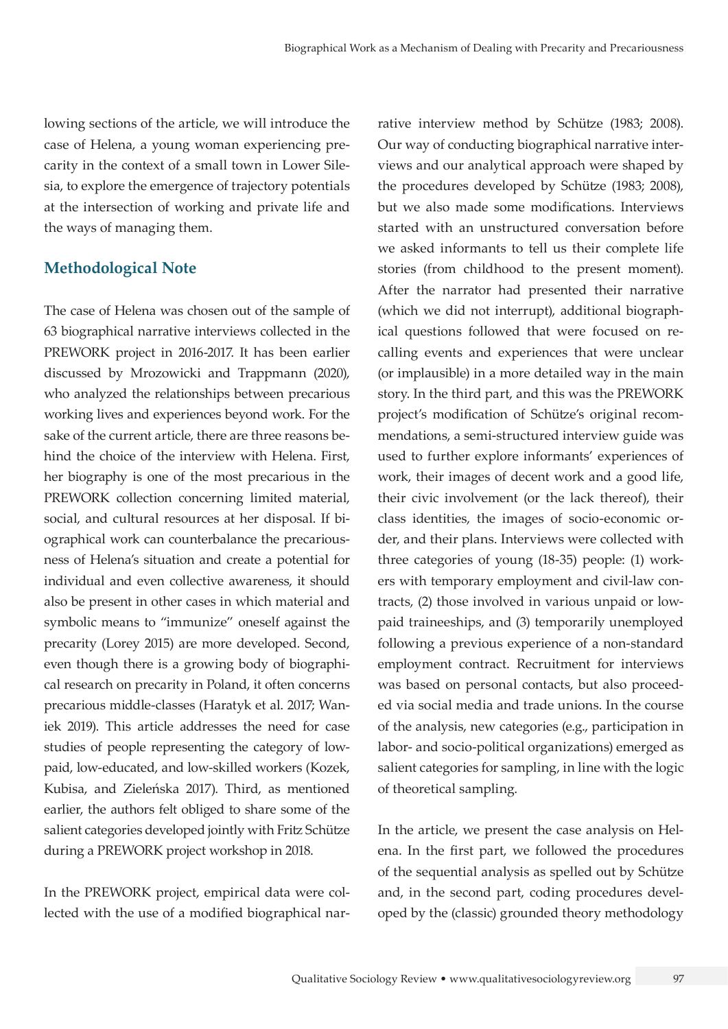lowing sections of the article, we will introduce the case of Helena, a young woman experiencing precarity in the context of a small town in Lower Silesia, to explore the emergence of trajectory potentials at the intersection of working and private life and the ways of managing them.

## Methodological Note

The case of Helena was chosen out of the sample of 63 biographical narrative interviews collected in the PREWORK project in 2016-2017. It has been earlier discussed by Mrozowicki and Trappmann (2020), who analyzed the relationships between precarious working lives and experiences beyond work. For the sake of the current article, there are three reasons behind the choice of the interview with Helena. First, her biography is one of the most precarious in the PREWORK collection concerning limited material, social, and cultural resources at her disposal. If biographical work can counterbalance the precariousness of Helena's situation and create a potential for individual and even collective awareness, it should also be present in other cases in which material and symbolic means to "immunize" oneself against the precarity (Lorey 2015) are more developed. Second, even though there is a growing body of biographical research on precarity in Poland, it often concerns precarious middle-classes (Haratyk et al. 2017; Waniek 2019). This article addresses the need for case studies of people representing the category of low-paid, low-educated, and low-skilled workers (Kozek, Kubisa, and Zieleńska 2017). Third, as mentioned earlier, the authors felt obliged to share some of the salient categories developed jointly with Fritz Schütze during a PREWORK project workshop in 2018.

In the PREWORK project, empirical data were collected with the use of a modified biographical narrative interview method by Schütze (1983; 2008). Our way of conducting biographical narrative interviews and our analytical approach were shaped by the procedures developed by Schütze (1983; 2008), but we also made some modifications. Interviews started with an unstructured conversation before we asked informants to tell us their complete life stories (from childhood to the present moment). After the narrator had presented their narrative (which we did not interrupt), additional biographical questions followed that were focused on recalling events and experiences that were unclear (or implausible) in a more detailed way in the main story. In the third part, and this was the PREWORK project's modification of Schütze's original recommendations, a semi-structured interview guide was used to further explore informants' experiences of work, their images of decent work and a good life, their civic involvement (or the lack thereof), their class identities, the images of socio-economic order, and their plans. Interviews were collected with three categories of young (18-35) people: (1) workers with temporary employment and civil-law contracts, (2) those involved in various unpaid or low-paid traineeships, and (3) temporarily unemployed following a previous experience of a non-standard employment contract. Recruitment for interviews was based on personal contacts, but also proceeded via social media and trade unions. In the course of the analysis, new categories (e.g., participation in labor- and socio-political organizations) emerged as salient categories for sampling, in line with the logic of theoretical sampling.

In the article, we present the case analysis on Helena. In the first part, we followed the procedures of the sequential analysis as spelled out by Schütze and, in the second part, coding procedures developed by the (classic) grounded theory methodology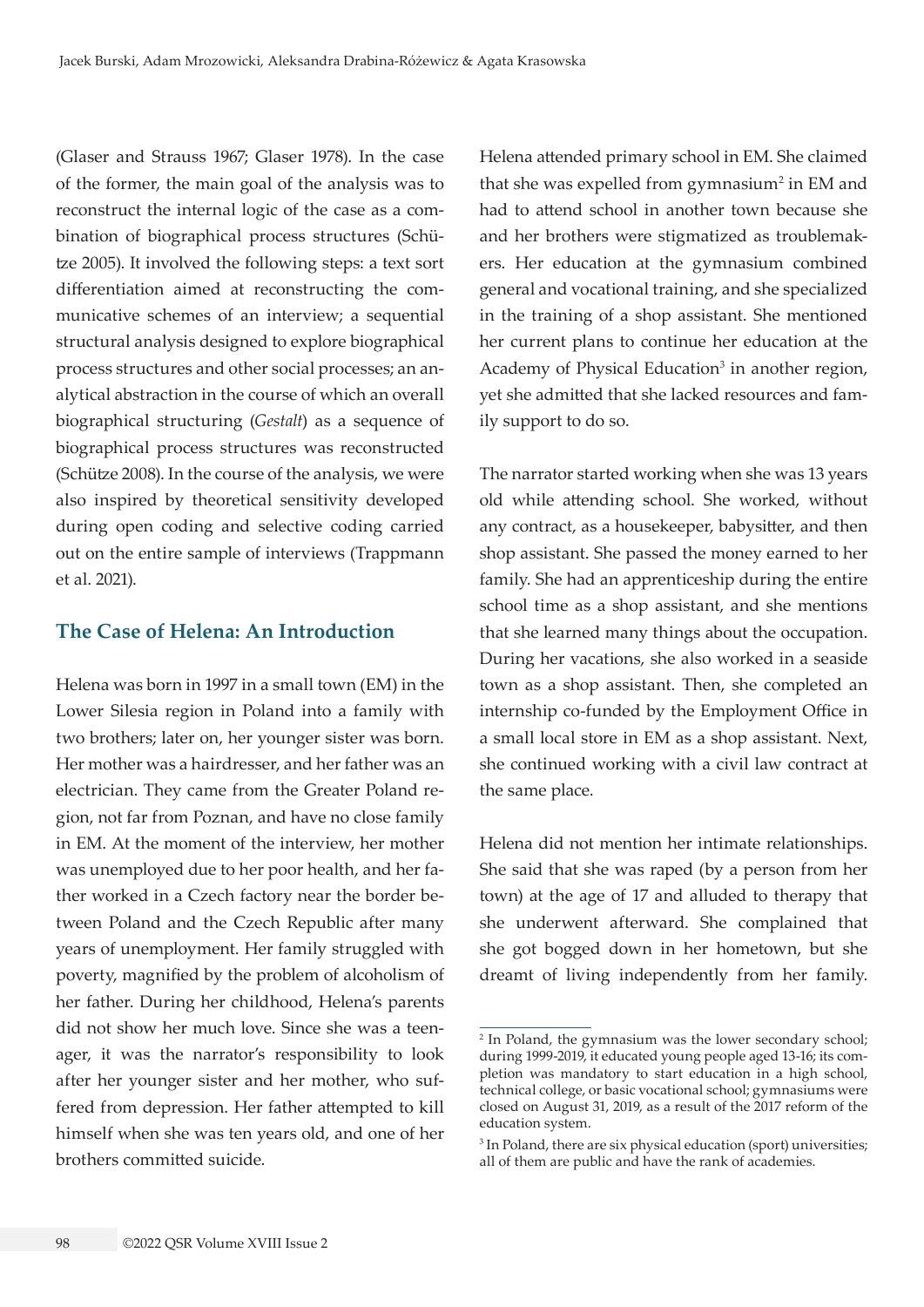(Glaser and Strauss 1967; Glaser 1978). In the case of the former, the main goal of the analysis was to reconstruct the internal logic of the case as a combination of biographical process structures (Schütze 2005). It involved the following steps: a text sort differentiation aimed at reconstructing the communicative schemes of an interview; a sequential structural analysis designed to explore biographical process structures and other social processes; an analytical abstraction in the course of which an overall biographical structuring (*Gestalt*) as a sequence of biographical process structures was reconstructed (Schütze 2008). In the course of the analysis, we were also inspired by theoretical sensitivity developed during open coding and selective coding carried out on the entire sample of interviews (Trappmann et al. 2021).

## The Case of Helena: An Introduction

Helena was born in 1997 in a small town (EM) in the Lower Silesia region in Poland into a family with two brothers; later on, her younger sister was born. Her mother was a hairdresser, and her father was an electrician. They came from the Greater Poland region, not far from Poznan, and have no close family in EM. At the moment of the interview, her mother was unemployed due to her poor health, and her father worked in a Czech factory near the border between Poland and the Czech Republic after many years of unemployment. Her family struggled with poverty, magnified by the problem of alcoholism of her father. During her childhood, Helena's parents did not show her much love. Since she was a teenager, it was the narrator's responsibility to look after her younger sister and her mother, who suffered from depression. Her father attempted to kill himself when she was ten years old, and one of her brothers committed suicide.

Helena attended primary school in EM. She claimed that she was expelled from gymnasium[2] in EM and had to attend school in another town because she and her brothers were stigmatized as troublemakers. Her education at the gymnasium combined general and vocational training, and she specialized in the training of a shop assistant. She mentioned her current plans to continue her education at the Academy of Physical Education[3] in another region, yet she admitted that she lacked resources and family support to do so.

The narrator started working when she was 13 years old while attending school. She worked, without any contract, as a housekeeper, babysitter, and then shop assistant. She passed the money earned to her family. She had an apprenticeship during the entire school time as a shop assistant, and she mentions that she learned many things about the occupation. During her vacations, she also worked in a seaside town as a shop assistant. Then, she completed an internship co-funded by the Employment Office in a small local store in EM as a shop assistant. Next, she continued working with a civil law contract at the same place.

Helena did not mention her intimate relationships. She said that she was raped (by a person from her town) at the age of 17 and alluded to therapy that she underwent afterward. She complained that she got bogged down in her hometown, but she dreamt of living independently from her family.

---

[2] In Poland, the gymnasium was the lower secondary school; during 1999-2019, it educated young people aged 13-16; its completion was mandatory to start education in a high school, technical college, or basic vocational school; gymnasiums were closed on August 31, 2019, as a result of the 2017 reform of the education system.

[3] In Poland, there are six physical education (sport) universities; all of them are public and have the rank of academies.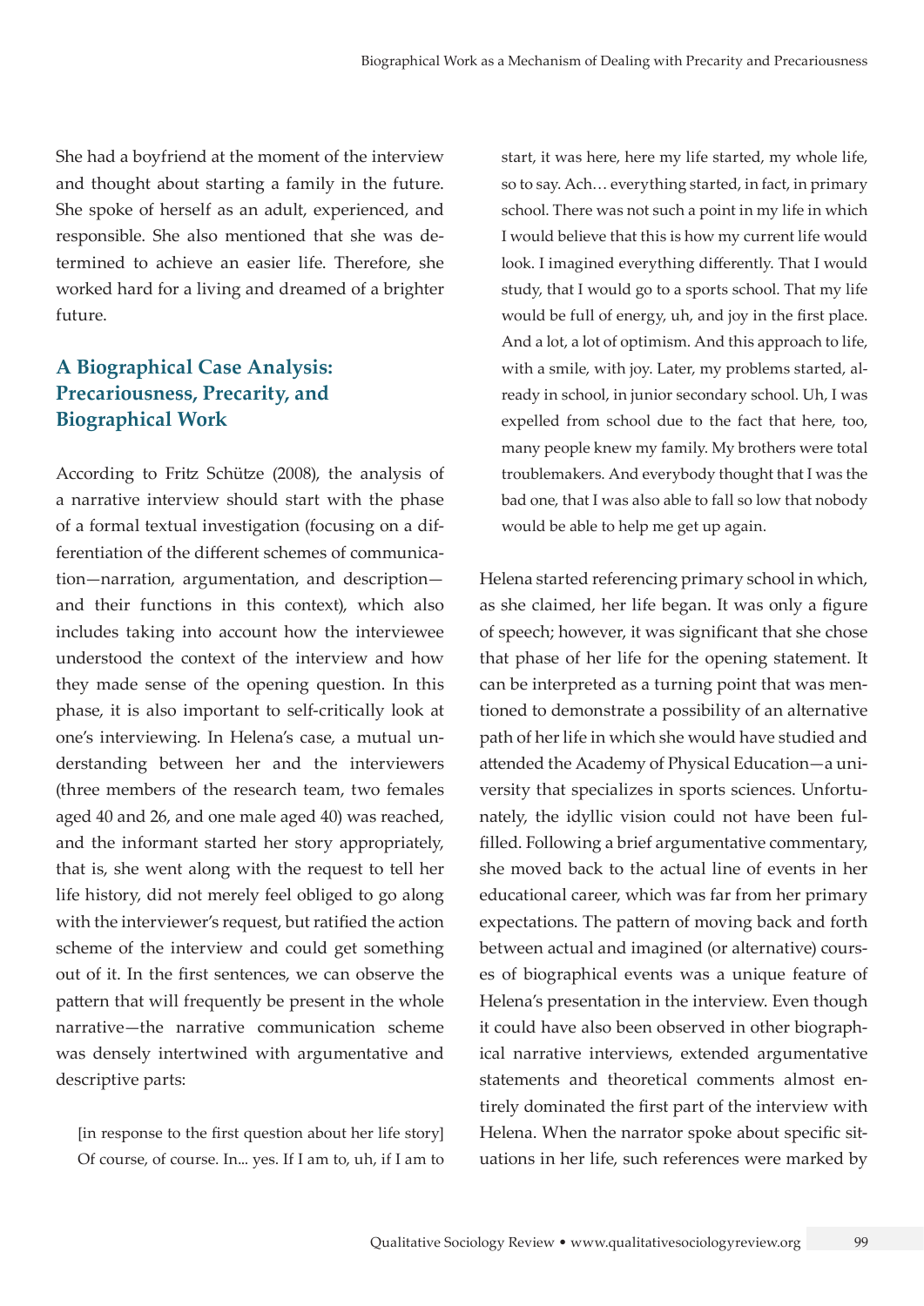She had a boyfriend at the moment of the interview and thought about starting a family in the future. She spoke of herself as an adult, experienced, and responsible. She also mentioned that she was determined to achieve an easier life. Therefore, she worked hard for a living and dreamed of a brighter future.

## A Biographical Case Analysis: Precariousness, Precarity, and Biographical Work

According to Fritz Schütze (2008), the analysis of a narrative interview should start with the phase of a formal textual investigation (focusing on a differentiation of the different schemes of communication—narration, argumentation, and description—and their functions in this context), which also includes taking into account how the interviewee understood the context of the interview and how they made sense of the opening question. In this phase, it is also important to self-critically look at one's interviewing. In Helena's case, a mutual understanding between her and the interviewers (three members of the research team, two females aged 40 and 26, and one male aged 40) was reached, and the informant started her story appropriately, that is, she went along with the request to tell her life history, did not merely feel obliged to go along with the interviewer's request, but ratified the action scheme of the interview and could get something out of it. In the first sentences, we can observe the pattern that will frequently be present in the whole narrative—the narrative communication scheme was densely intertwined with argumentative and descriptive parts:

> [in response to the first question about her life story] Of course, of course. In... yes. If I am to, uh, if I am to start, it was here, here my life started, my whole life, so to say. Ach… everything started, in fact, in primary school. There was not such a point in my life in which I would believe that this is how my current life would look. I imagined everything differently. That I would study, that I would go to a sports school. That my life would be full of energy, uh, and joy in the first place. And a lot, a lot of optimism. And this approach to life, with a smile, with joy. Later, my problems started, already in school, in junior secondary school. Uh, I was expelled from school due to the fact that here, too, many people knew my family. My brothers were total troublemakers. And everybody thought that I was the bad one, that I was also able to fall so low that nobody would be able to help me get up again.

Helena started referencing primary school in which, as she claimed, her life began. It was only a figure of speech; however, it was significant that she chose that phase of her life for the opening statement. It can be interpreted as a turning point that was mentioned to demonstrate a possibility of an alternative path of her life in which she would have studied and attended the Academy of Physical Education—a university that specializes in sports sciences. Unfortunately, the idyllic vision could not have been fulfilled. Following a brief argumentative commentary, she moved back to the actual line of events in her educational career, which was far from her primary expectations. The pattern of moving back and forth between actual and imagined (or alternative) courses of biographical events was a unique feature of Helena's presentation in the interview. Even though it could have also been observed in other biographical narrative interviews, extended argumentative statements and theoretical comments almost entirely dominated the first part of the interview with Helena. When the narrator spoke about specific situations in her life, such references were marked by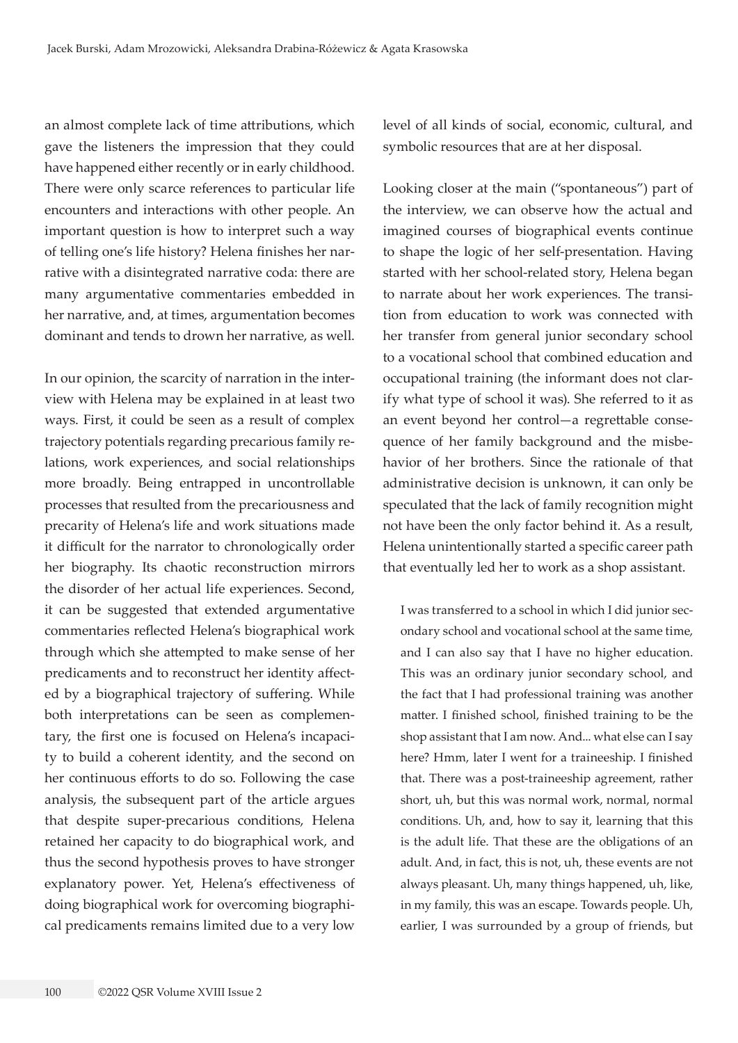an almost complete lack of time attributions, which gave the listeners the impression that they could have happened either recently or in early childhood. There were only scarce references to particular life encounters and interactions with other people. An important question is how to interpret such a way of telling one's life history? Helena finishes her narrative with a disintegrated narrative coda: there are many argumentative commentaries embedded in her narrative, and, at times, argumentation becomes dominant and tends to drown her narrative, as well.

In our opinion, the scarcity of narration in the interview with Helena may be explained in at least two ways. First, it could be seen as a result of complex trajectory potentials regarding precarious family relations, work experiences, and social relationships more broadly. Being entrapped in uncontrollable processes that resulted from the precariousness and precarity of Helena's life and work situations made it difficult for the narrator to chronologically order her biography. Its chaotic reconstruction mirrors the disorder of her actual life experiences. Second, it can be suggested that extended argumentative commentaries reflected Helena's biographical work through which she attempted to make sense of her predicaments and to reconstruct her identity affected by a biographical trajectory of suffering. While both interpretations can be seen as complementary, the first one is focused on Helena's incapacity to build a coherent identity, and the second on her continuous efforts to do so. Following the case analysis, the subsequent part of the article argues that despite super-precarious conditions, Helena retained her capacity to do biographical work, and thus the second hypothesis proves to have stronger explanatory power. Yet, Helena's effectiveness of doing biographical work for overcoming biographical predicaments remains limited due to a very low level of all kinds of social, economic, cultural, and symbolic resources that are at her disposal.

Looking closer at the main ("spontaneous") part of the interview, we can observe how the actual and imagined courses of biographical events continue to shape the logic of her self-presentation. Having started with her school-related story, Helena began to narrate about her work experiences. The transition from education to work was connected with her transfer from general junior secondary school to a vocational school that combined education and occupational training (the informant does not clarify what type of school it was). She referred to it as an event beyond her control—a regrettable consequence of her family background and the misbehavior of her brothers. Since the rationale of that administrative decision is unknown, it can only be speculated that the lack of family recognition might not have been the only factor behind it. As a result, Helena unintentionally started a specific career path that eventually led her to work as a shop assistant.

> I was transferred to a school in which I did junior secondary school and vocational school at the same time, and I can also say that I have no higher education. This was an ordinary junior secondary school, and the fact that I had professional training was another matter. I finished school, finished training to be the shop assistant that I am now. And... what else can I say here? Hmm, later I went for a traineeship. I finished that. There was a post-traineeship agreement, rather short, uh, but this was normal work, normal, normal conditions. Uh, and, how to say it, learning that this is the adult life. That these are the obligations of an adult. And, in fact, this is not, uh, these events are not always pleasant. Uh, many things happened, uh, like, in my family, this was an escape. Towards people. Uh, earlier, I was surrounded by a group of friends, but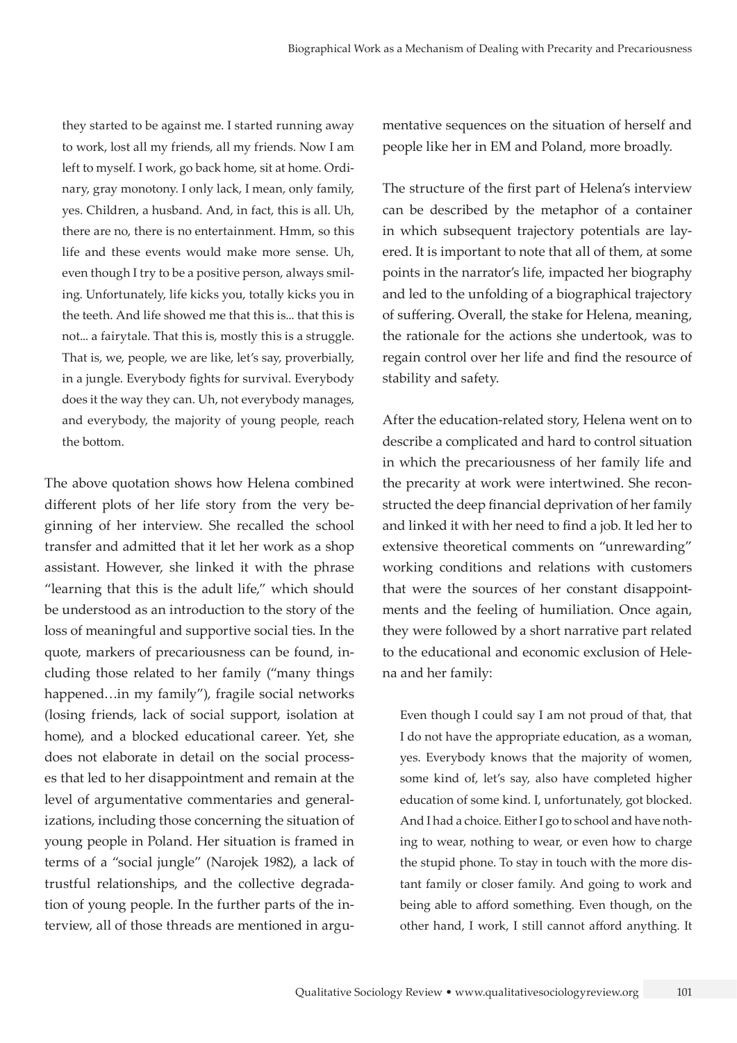> they started to be against me. I started running away to work, lost all my friends, all my friends. Now I am left to myself. I work, go back home, sit at home. Ordinary, gray monotony. I only lack, I mean, only family, yes. Children, a husband. And, in fact, this is all. Uh, there are no, there is no entertainment. Hmm, so this life and these events would make more sense. Uh, even though I try to be a positive person, always smiling. Unfortunately, life kicks you, totally kicks you in the teeth. And life showed me that this is... that this is not... a fairytale. That this is, mostly this is a struggle. That is, we, people, we are like, let's say, proverbially, in a jungle. Everybody fights for survival. Everybody does it the way they can. Uh, not everybody manages, and everybody, the majority of young people, reach the bottom.

The above quotation shows how Helena combined different plots of her life story from the very beginning of her interview. She recalled the school transfer and admitted that it let her work as a shop assistant. However, she linked it with the phrase "learning that this is the adult life," which should be understood as an introduction to the story of the loss of meaningful and supportive social ties. In the quote, markers of precariousness can be found, including those related to her family ("many things happened…in my family"), fragile social networks (losing friends, lack of social support, isolation at home), and a blocked educational career. Yet, she does not elaborate in detail on the social processes that led to her disappointment and remain at the level of argumentative commentaries and generalizations, including those concerning the situation of young people in Poland. Her situation is framed in terms of a "social jungle" (Narojek 1982), a lack of trustful relationships, and the collective degradation of young people. In the further parts of the interview, all of those threads are mentioned in argumentative sequences on the situation of herself and people like her in EM and Poland, more broadly.

The structure of the first part of Helena's interview can be described by the metaphor of a container in which subsequent trajectory potentials are layered. It is important to note that all of them, at some points in the narrator's life, impacted her biography and led to the unfolding of a biographical trajectory of suffering. Overall, the stake for Helena, meaning, the rationale for the actions she undertook, was to regain control over her life and find the resource of stability and safety.

After the education-related story, Helena went on to describe a complicated and hard to control situation in which the precariousness of her family life and the precarity at work were intertwined. She reconstructed the deep financial deprivation of her family and linked it with her need to find a job. It led her to extensive theoretical comments on "unrewarding" working conditions and relations with customers that were the sources of her constant disappointments and the feeling of humiliation. Once again, they were followed by a short narrative part related to the educational and economic exclusion of Helena and her family:

> Even though I could say I am not proud of that, that I do not have the appropriate education, as a woman, yes. Everybody knows that the majority of women, some kind of, let's say, also have completed higher education of some kind. I, unfortunately, got blocked. And I had a choice. Either I go to school and have nothing to wear, nothing to wear, or even how to charge the stupid phone. To stay in touch with the more distant family or closer family. And going to work and being able to afford something. Even though, on the other hand, I work, I still cannot afford anything. It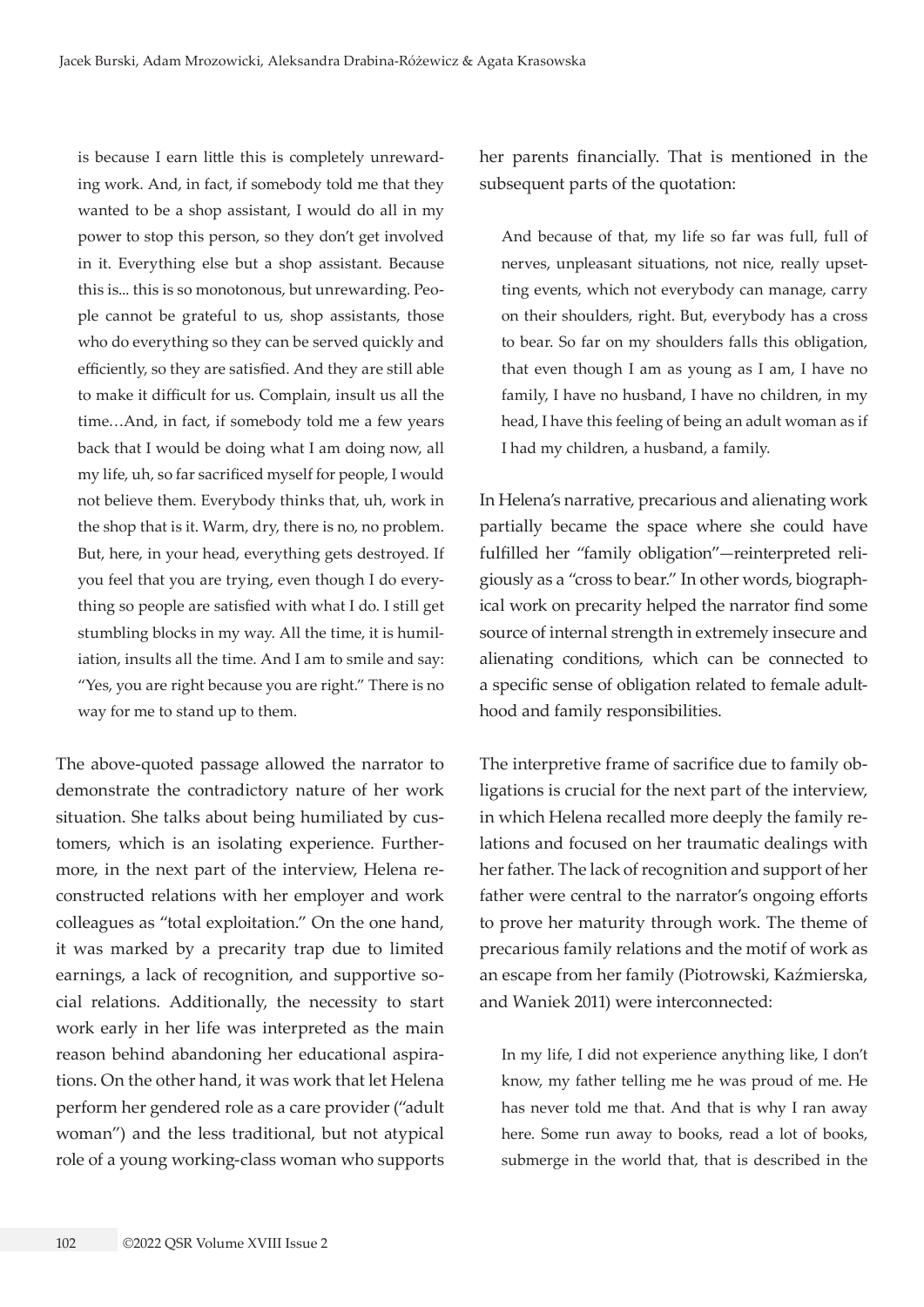> is because I earn little this is completely unrewarding work. And, in fact, if somebody told me that they wanted to be a shop assistant, I would do all in my power to stop this person, so they don't get involved in it. Everything else but a shop assistant. Because this is... this is so monotonous, but unrewarding. People cannot be grateful to us, shop assistants, those who do everything so they can be served quickly and efficiently, so they are satisfied. And they are still able to make it difficult for us. Complain, insult us all the time…And, in fact, if somebody told me a few years back that I would be doing what I am doing now, all my life, uh, so far sacrificed myself for people, I would not believe them. Everybody thinks that, uh, work in the shop that is it. Warm, dry, there is no, no problem. But, here, in your head, everything gets destroyed. If you feel that you are trying, even though I do everything so people are satisfied with what I do. I still get stumbling blocks in my way. All the time, it is humiliation, insults all the time. And I am to smile and say: "Yes, you are right because you are right." There is no way for me to stand up to them.

The above-quoted passage allowed the narrator to demonstrate the contradictory nature of her work situation. She talks about being humiliated by customers, which is an isolating experience. Furthermore, in the next part of the interview, Helena reconstructed relations with her employer and work colleagues as "total exploitation." On the one hand, it was marked by a precarity trap due to limited earnings, a lack of recognition, and supportive social relations. Additionally, the necessity to start work early in her life was interpreted as the main reason behind abandoning her educational aspirations. On the other hand, it was work that let Helena perform her gendered role as a care provider ("adult woman") and the less traditional, but not atypical role of a young working-class woman who supports her parents financially. That is mentioned in the subsequent parts of the quotation:

> And because of that, my life so far was full, full of nerves, unpleasant situations, not nice, really upsetting events, which not everybody can manage, carry on their shoulders, right. But, everybody has a cross to bear. So far on my shoulders falls this obligation, that even though I am as young as I am, I have no family, I have no husband, I have no children, in my head, I have this feeling of being an adult woman as if I had my children, a husband, a family.

In Helena's narrative, precarious and alienating work partially became the space where she could have fulfilled her "family obligation"—reinterpreted religiously as a "cross to bear." In other words, biographical work on precarity helped the narrator find some source of internal strength in extremely insecure and alienating conditions, which can be connected to a specific sense of obligation related to female adulthood and family responsibilities.

The interpretive frame of sacrifice due to family obligations is crucial for the next part of the interview, in which Helena recalled more deeply the family relations and focused on her traumatic dealings with her father. The lack of recognition and support of her father were central to the narrator's ongoing efforts to prove her maturity through work. The theme of precarious family relations and the motif of work as an escape from her family (Piotrowski, Kaźmierska, and Waniek 2011) were interconnected:

> In my life, I did not experience anything like, I don't know, my father telling me he was proud of me. He has never told me that. And that is why I ran away here. Some run away to books, read a lot of books, submerge in the world that, that is described in the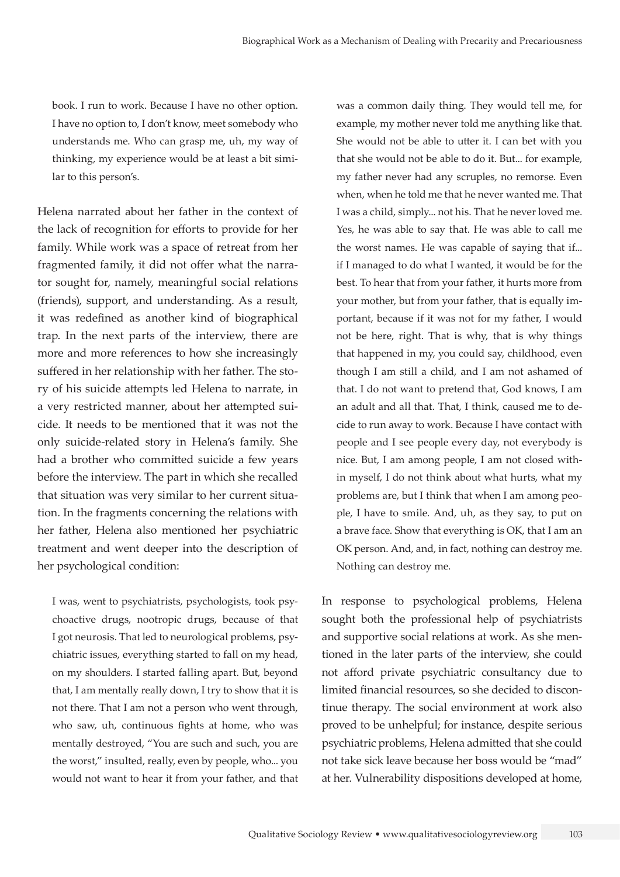book. I run to work. Because I have no other option. I have no option to, I don't know, meet somebody who understands me. Who can grasp me, uh, my way of thinking, my experience would be at least a bit similar to this person's.

Helena narrated about her father in the context of the lack of recognition for efforts to provide for her family. While work was a space of retreat from her fragmented family, it did not offer what the narrator sought for, namely, meaningful social relations (friends), support, and understanding. As a result, it was redefined as another kind of biographical trap. In the next parts of the interview, there are more and more references to how she increasingly suffered in her relationship with her father. The story of his suicide attempts led Helena to narrate, in a very restricted manner, about her attempted suicide. It needs to be mentioned that it was not the only suicide-related story in Helena's family. She had a brother who committed suicide a few years before the interview. The part in which she recalled that situation was very similar to her current situation. In the fragments concerning the relations with her father, Helena also mentioned her psychiatric treatment and went deeper into the description of her psychological condition:

> I was, went to psychiatrists, psychologists, took psychoactive drugs, nootropic drugs, because of that I got neurosis. That led to neurological problems, psychiatric issues, everything started to fall on my head, on my shoulders. I started falling apart. But, beyond that, I am mentally really down, I try to show that it is not there. That I am not a person who went through, who saw, uh, continuous fights at home, who was mentally destroyed, "You are such and such, you are the worst," insulted, really, even by people, who... you would not want to hear it from your father, and that was a common daily thing. They would tell me, for example, my mother never told me anything like that. She would not be able to utter it. I can bet with you that she would not be able to do it. But... for example, my father never had any scruples, no remorse. Even when, when he told me that he never wanted me. That I was a child, simply... not his. That he never loved me. Yes, he was able to say that. He was able to call me the worst names. He was capable of saying that if... if I managed to do what I wanted, it would be for the best. To hear that from your father, it hurts more from your mother, but from your father, that is equally important, because if it was not for my father, I would not be here, right. That is why, that is why things that happened in my, you could say, childhood, even though I am still a child, and I am not ashamed of that. I do not want to pretend that, God knows, I am an adult and all that. That, I think, caused me to decide to run away to work. Because I have contact with people and I see people every day, not everybody is nice. But, I am among people, I am not closed within myself, I do not think about what hurts, what my problems are, but I think that when I am among people, I have to smile. And, uh, as they say, to put on a brave face. Show that everything is OK, that I am an OK person. And, and, in fact, nothing can destroy me. Nothing can destroy me.

In response to psychological problems, Helena sought both the professional help of psychiatrists and supportive social relations at work. As she mentioned in the later parts of the interview, she could not afford private psychiatric consultancy due to limited financial resources, so she decided to discontinue therapy. The social environment at work also proved to be unhelpful; for instance, despite serious psychiatric problems, Helena admitted that she could not take sick leave because her boss would be "mad" at her. Vulnerability dispositions developed at home,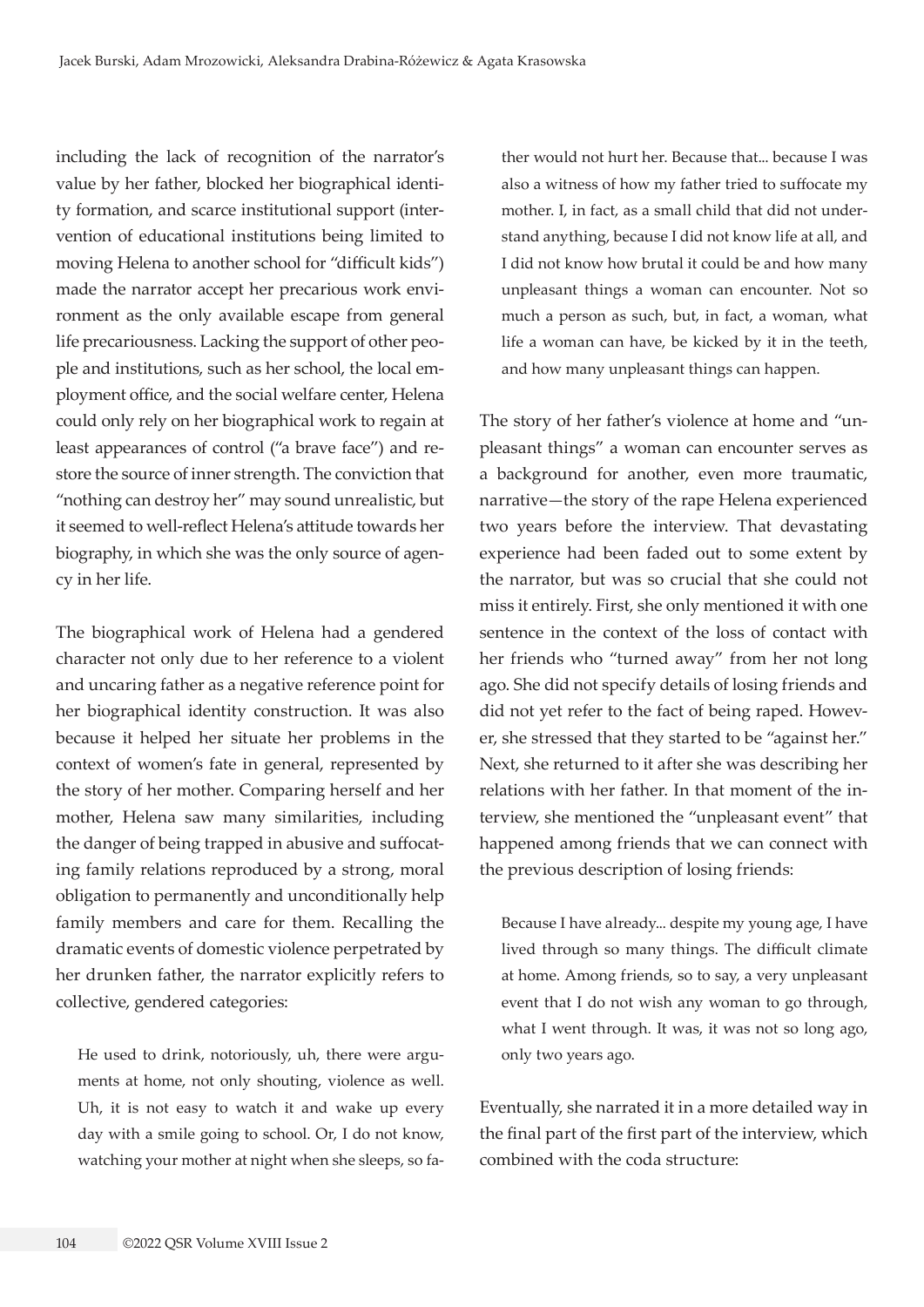including the lack of recognition of the narrator's value by her father, blocked her biographical identity formation, and scarce institutional support (intervention of educational institutions being limited to moving Helena to another school for "difficult kids") made the narrator accept her precarious work environment as the only available escape from general life precariousness. Lacking the support of other people and institutions, such as her school, the local employment office, and the social welfare center, Helena could only rely on her biographical work to regain at least appearances of control ("a brave face") and restore the source of inner strength. The conviction that "nothing can destroy her" may sound unrealistic, but it seemed to well-reflect Helena's attitude towards her biography, in which she was the only source of agency in her life.

The biographical work of Helena had a gendered character not only due to her reference to a violent and uncaring father as a negative reference point for her biographical identity construction. It was also because it helped her situate her problems in the context of women's fate in general, represented by the story of her mother. Comparing herself and her mother, Helena saw many similarities, including the danger of being trapped in abusive and suffocating family relations reproduced by a strong, moral obligation to permanently and unconditionally help family members and care for them. Recalling the dramatic events of domestic violence perpetrated by her drunken father, the narrator explicitly refers to collective, gendered categories:

> He used to drink, notoriously, uh, there were arguments at home, not only shouting, violence as well. Uh, it is not easy to watch it and wake up every day with a smile going to school. Or, I do not know, watching your mother at night when she sleeps, so father would not hurt her. Because that... because I was also a witness of how my father tried to suffocate my mother. I, in fact, as a small child that did not understand anything, because I did not know life at all, and I did not know how brutal it could be and how many unpleasant things a woman can encounter. Not so much a person as such, but, in fact, a woman, what life a woman can have, be kicked by it in the teeth, and how many unpleasant things can happen.

The story of her father's violence at home and "unpleasant things" a woman can encounter serves as a background for another, even more traumatic, narrative—the story of the rape Helena experienced two years before the interview. That devastating experience had been faded out to some extent by the narrator, but was so crucial that she could not miss it entirely. First, she only mentioned it with one sentence in the context of the loss of contact with her friends who "turned away" from her not long ago. She did not specify details of losing friends and did not yet refer to the fact of being raped. However, she stressed that they started to be "against her." Next, she returned to it after she was describing her relations with her father. In that moment of the interview, she mentioned the "unpleasant event" that happened among friends that we can connect with the previous description of losing friends:

> Because I have already... despite my young age, I have lived through so many things. The difficult climate at home. Among friends, so to say, a very unpleasant event that I do not wish any woman to go through, what I went through. It was, it was not so long ago, only two years ago.

Eventually, she narrated it in a more detailed way in the final part of the first part of the interview, which combined with the coda structure: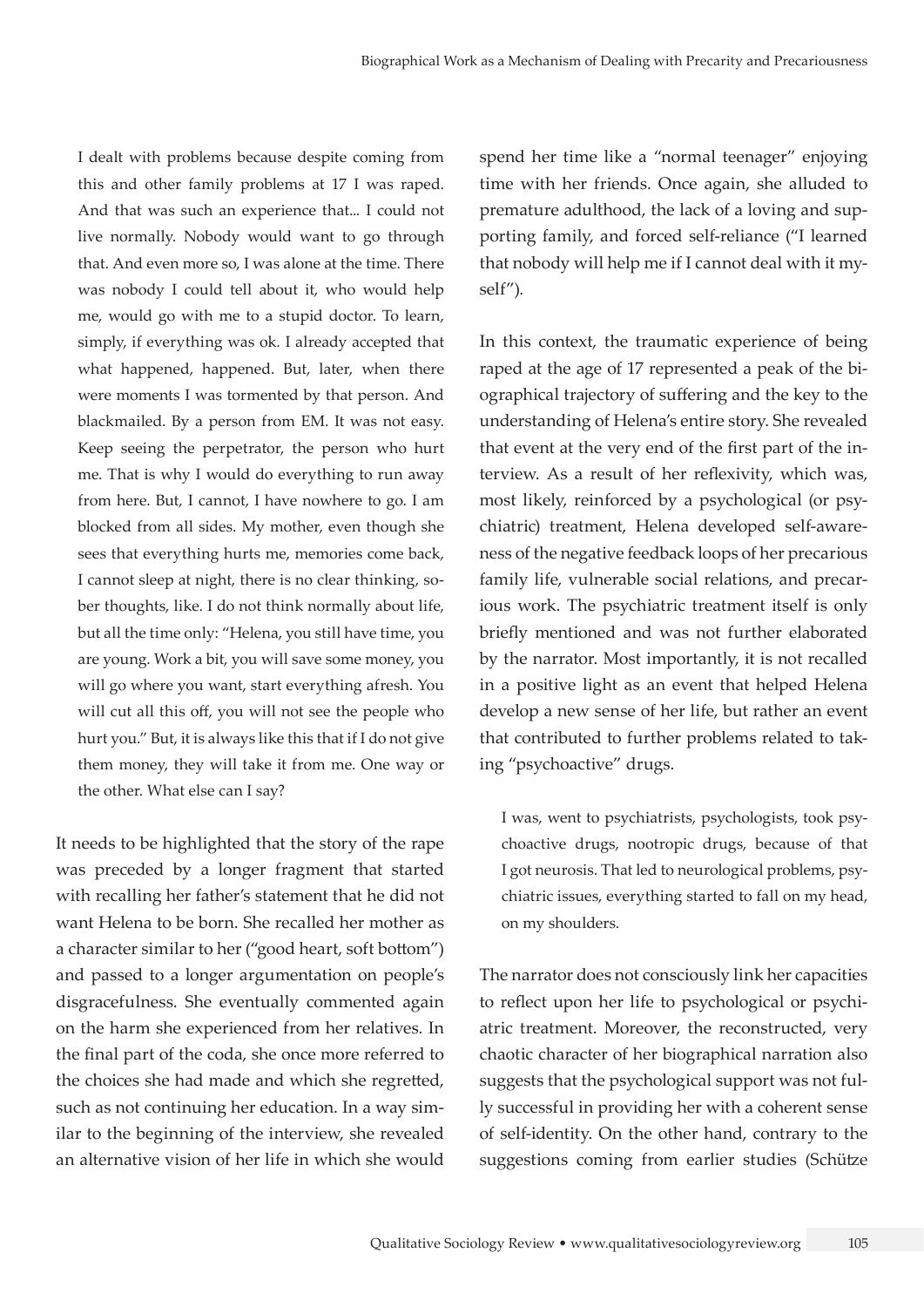> I dealt with problems because despite coming from this and other family problems at 17 I was raped. And that was such an experience that... I could not live normally. Nobody would want to go through that. And even more so, I was alone at the time. There was nobody I could tell about it, who would help me, would go with me to a stupid doctor. To learn, simply, if everything was ok. I already accepted that what happened, happened. But, later, when there were moments I was tormented by that person. And blackmailed. By a person from EM. It was not easy. Keep seeing the perpetrator, the person who hurt me. That is why I would do everything to run away from here. But, I cannot, I have nowhere to go. I am blocked from all sides. My mother, even though she sees that everything hurts me, memories come back, I cannot sleep at night, there is no clear thinking, sober thoughts, like. I do not think normally about life, but all the time only: "Helena, you still have time, you are young. Work a bit, you will save some money, you will go where you want, start everything afresh. You will cut all this off, you will not see the people who hurt you." But, it is always like this that if I do not give them money, they will take it from me. One way or the other. What else can I say?

It needs to be highlighted that the story of the rape was preceded by a longer fragment that started with recalling her father's statement that he did not want Helena to be born. She recalled her mother as a character similar to her ("good heart, soft bottom") and passed to a longer argumentation on people's disgracefulness. She eventually commented again on the harm she experienced from her relatives. In the final part of the coda, she once more referred to the choices she had made and which she regretted, such as not continuing her education. In a way similar to the beginning of the interview, she revealed an alternative vision of her life in which she would spend her time like a "normal teenager" enjoying time with her friends. Once again, she alluded to premature adulthood, the lack of a loving and supporting family, and forced self-reliance ("I learned that nobody will help me if I cannot deal with it myself").

In this context, the traumatic experience of being raped at the age of 17 represented a peak of the biographical trajectory of suffering and the key to the understanding of Helena's entire story. She revealed that event at the very end of the first part of the interview. As a result of her reflexivity, which was, most likely, reinforced by a psychological (or psychiatric) treatment, Helena developed self-awareness of the negative feedback loops of her precarious family life, vulnerable social relations, and precarious work. The psychiatric treatment itself is only briefly mentioned and was not further elaborated by the narrator. Most importantly, it is not recalled in a positive light as an event that helped Helena develop a new sense of her life, but rather an event that contributed to further problems related to taking "psychoactive" drugs.

> I was, went to psychiatrists, psychologists, took psychoactive drugs, nootropic drugs, because of that I got neurosis. That led to neurological problems, psychiatric issues, everything started to fall on my head, on my shoulders.

The narrator does not consciously link her capacities to reflect upon her life to psychological or psychiatric treatment. Moreover, the reconstructed, very chaotic character of her biographical narration also suggests that the psychological support was not fully successful in providing her with a coherent sense of self-identity. On the other hand, contrary to the suggestions coming from earlier studies (Schütze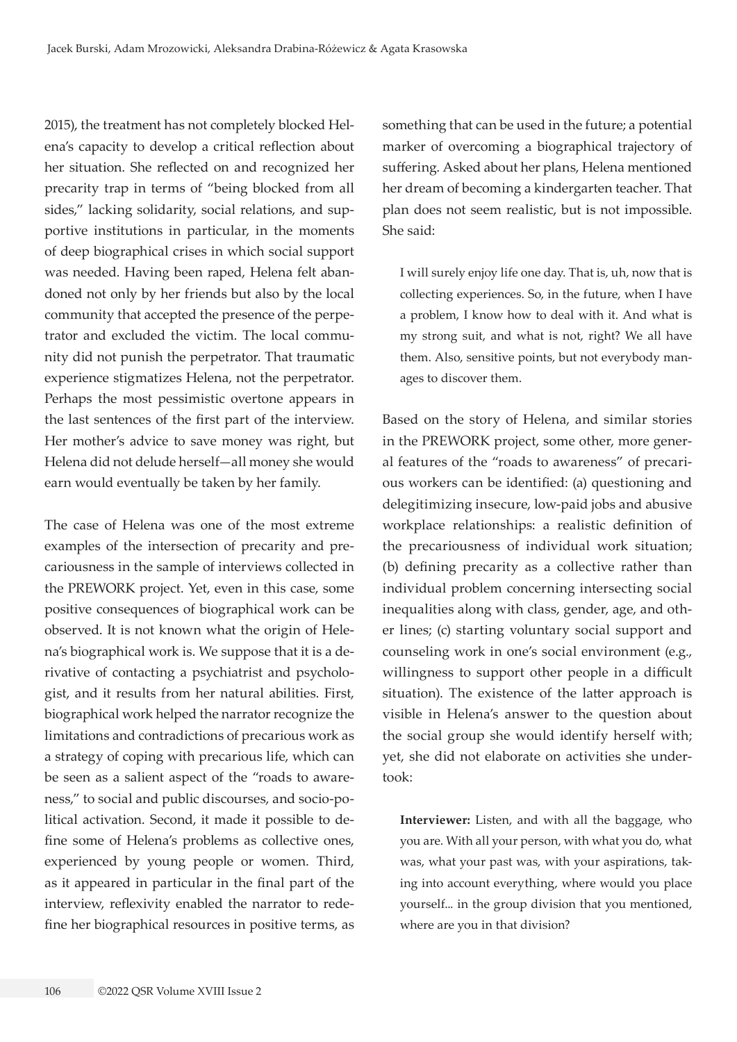2015), the treatment has not completely blocked Helena's capacity to develop a critical reflection about her situation. She reflected on and recognized her precarity trap in terms of "being blocked from all sides," lacking solidarity, social relations, and supportive institutions in particular, in the moments of deep biographical crises in which social support was needed. Having been raped, Helena felt abandoned not only by her friends but also by the local community that accepted the presence of the perpetrator and excluded the victim. The local community did not punish the perpetrator. That traumatic experience stigmatizes Helena, not the perpetrator. Perhaps the most pessimistic overtone appears in the last sentences of the first part of the interview. Her mother's advice to save money was right, but Helena did not delude herself—all money she would earn would eventually be taken by her family.

The case of Helena was one of the most extreme examples of the intersection of precarity and precariousness in the sample of interviews collected in the PREWORK project. Yet, even in this case, some positive consequences of biographical work can be observed. It is not known what the origin of Helena's biographical work is. We suppose that it is a derivative of contacting a psychiatrist and psychologist, and it results from her natural abilities. First, biographical work helped the narrator recognize the limitations and contradictions of precarious work as a strategy of coping with precarious life, which can be seen as a salient aspect of the "roads to awareness," to social and public discourses, and socio-political activation. Second, it made it possible to define some of Helena's problems as collective ones, experienced by young people or women. Third, as it appeared in particular in the final part of the interview, reflexivity enabled the narrator to redefine her biographical resources in positive terms, as something that can be used in the future; a potential marker of overcoming a biographical trajectory of suffering. Asked about her plans, Helena mentioned her dream of becoming a kindergarten teacher. That plan does not seem realistic, but is not impossible. She said:

> I will surely enjoy life one day. That is, uh, now that is collecting experiences. So, in the future, when I have a problem, I know how to deal with it. And what is my strong suit, and what is not, right? We all have them. Also, sensitive points, but not everybody manages to discover them.

Based on the story of Helena, and similar stories in the PREWORK project, some other, more general features of the "roads to awareness" of precarious workers can be identified: (a) questioning and delegitimizing insecure, low-paid jobs and abusive workplace relationships: a realistic definition of the precariousness of individual work situation; (b) defining precarity as a collective rather than individual problem concerning intersecting social inequalities along with class, gender, age, and other lines; (c) starting voluntary social support and counseling work in one's social environment (e.g., willingness to support other people in a difficult situation). The existence of the latter approach is visible in Helena's answer to the question about the social group she would identify herself with; yet, she did not elaborate on activities she undertook:

> **Interviewer:** Listen, and with all the baggage, who you are. With all your person, with what you do, what was, what your past was, with your aspirations, taking into account everything, where would you place yourself... in the group division that you mentioned, where are you in that division?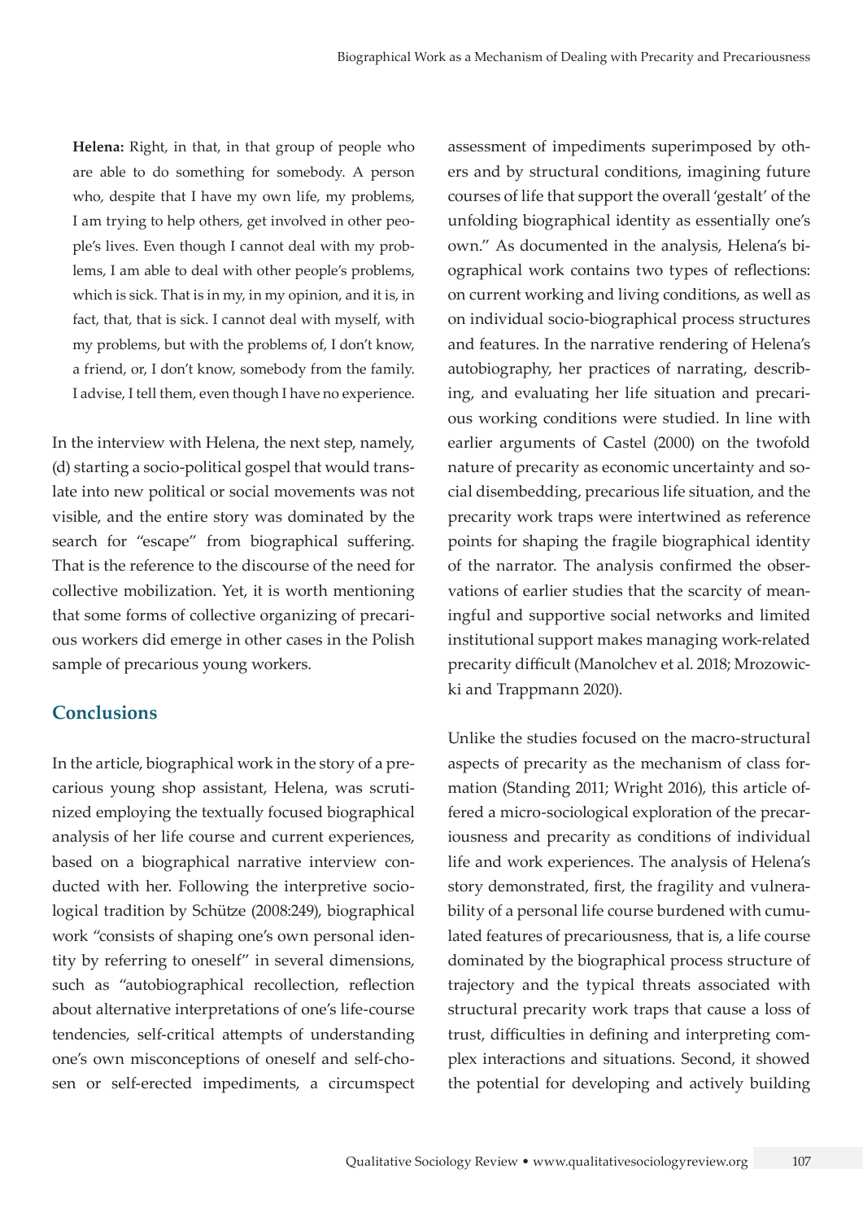> **Helena:** Right, in that, in that group of people who are able to do something for somebody. A person who, despite that I have my own life, my problems, I am trying to help others, get involved in other people's lives. Even though I cannot deal with my problems, I am able to deal with other people's problems, which is sick. That is in my, in my opinion, and it is, in fact, that, that is sick. I cannot deal with myself, with my problems, but with the problems of, I don't know, a friend, or, I don't know, somebody from the family. I advise, I tell them, even though I have no experience.

In the interview with Helena, the next step, namely, (d) starting a socio-political gospel that would translate into new political or social movements was not visible, and the entire story was dominated by the search for "escape" from biographical suffering. That is the reference to the discourse of the need for collective mobilization. Yet, it is worth mentioning that some forms of collective organizing of precarious workers did emerge in other cases in the Polish sample of precarious young workers.

## Conclusions

In the article, biographical work in the story of a precarious young shop assistant, Helena, was scrutinized employing the textually focused biographical analysis of her life course and current experiences, based on a biographical narrative interview conducted with her. Following the interpretive sociological tradition by Schütze (2008:249), biographical work "consists of shaping one's own personal identity by referring to oneself" in several dimensions, such as "autobiographical recollection, reflection about alternative interpretations of one's life-course tendencies, self-critical attempts of understanding one's own misconceptions of oneself and self-chosen or self-erected impediments, a circumspect assessment of impediments superimposed by others and by structural conditions, imagining future courses of life that support the overall 'gestalt' of the unfolding biographical identity as essentially one's own." As documented in the analysis, Helena's biographical work contains two types of reflections: on current working and living conditions, as well as on individual socio-biographical process structures and features. In the narrative rendering of Helena's autobiography, her practices of narrating, describing, and evaluating her life situation and precarious working conditions were studied. In line with earlier arguments of Castel (2000) on the twofold nature of precarity as economic uncertainty and social disembedding, precarious life situation, and the precarity work traps were intertwined as reference points for shaping the fragile biographical identity of the narrator. The analysis confirmed the observations of earlier studies that the scarcity of meaningful and supportive social networks and limited institutional support makes managing work-related precarity difficult (Manolchev et al. 2018; Mrozowicki and Trappmann 2020).

Unlike the studies focused on the macro-structural aspects of precarity as the mechanism of class formation (Standing 2011; Wright 2016), this article offered a micro-sociological exploration of the precariousness and precarity as conditions of individual life and work experiences. The analysis of Helena's story demonstrated, first, the fragility and vulnerability of a personal life course burdened with cumulated features of precariousness, that is, a life course dominated by the biographical process structure of trajectory and the typical threats associated with structural precarity work traps that cause a loss of trust, difficulties in defining and interpreting complex interactions and situations. Second, it showed the potential for developing and actively building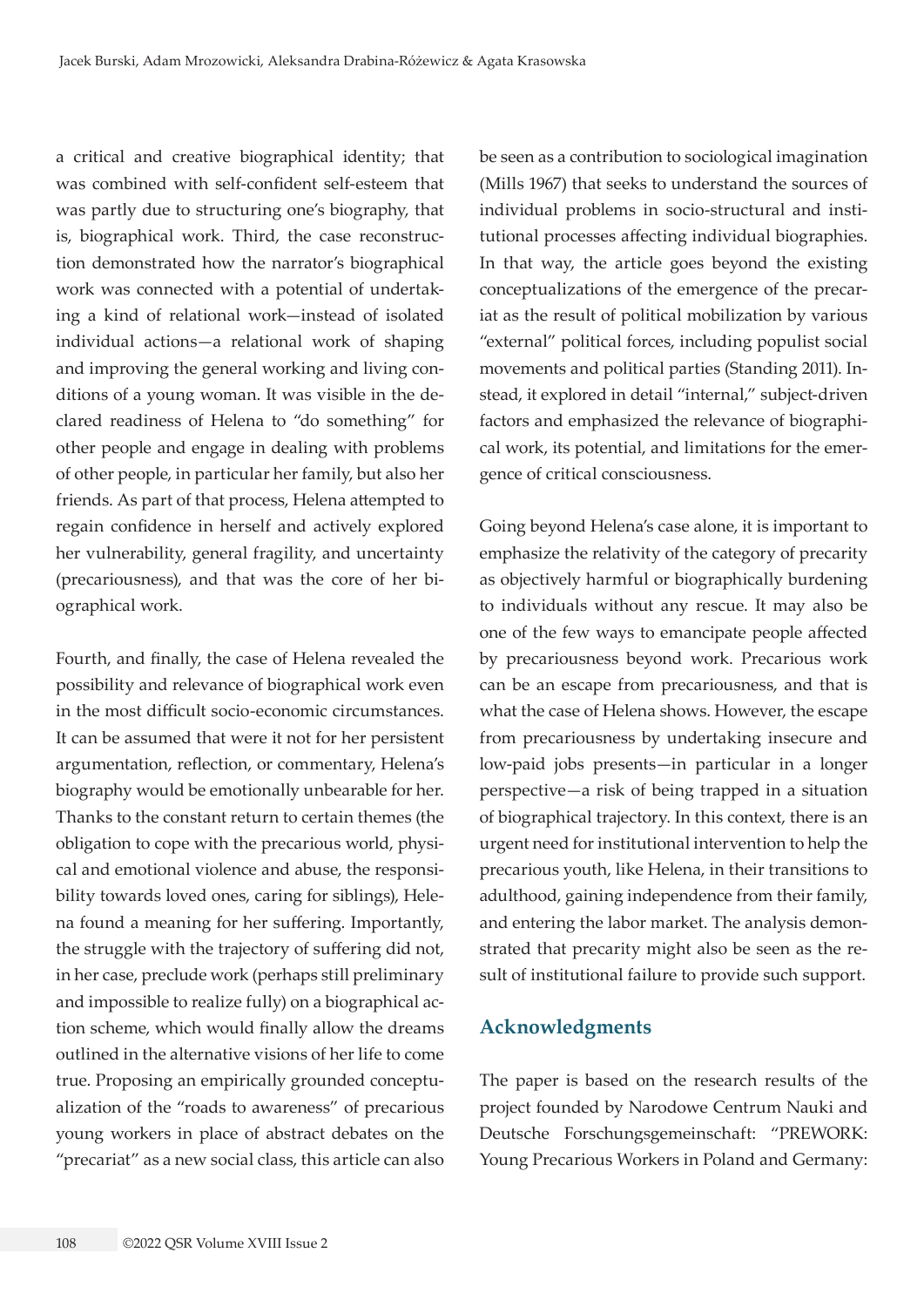a critical and creative biographical identity; that was combined with self-confident self-esteem that was partly due to structuring one's biography, that is, biographical work. Third, the case reconstruction demonstrated how the narrator's biographical work was connected with a potential of undertaking a kind of relational work—instead of isolated individual actions—a relational work of shaping and improving the general working and living conditions of a young woman. It was visible in the declared readiness of Helena to "do something" for other people and engage in dealing with problems of other people, in particular her family, but also her friends. As part of that process, Helena attempted to regain confidence in herself and actively explored her vulnerability, general fragility, and uncertainty (precariousness), and that was the core of her biographical work.

Fourth, and finally, the case of Helena revealed the possibility and relevance of biographical work even in the most difficult socio-economic circumstances. It can be assumed that were it not for her persistent argumentation, reflection, or commentary, Helena's biography would be emotionally unbearable for her. Thanks to the constant return to certain themes (the obligation to cope with the precarious world, physical and emotional violence and abuse, the responsibility towards loved ones, caring for siblings), Helena found a meaning for her suffering. Importantly, the struggle with the trajectory of suffering did not, in her case, preclude work (perhaps still preliminary and impossible to realize fully) on a biographical action scheme, which would finally allow the dreams outlined in the alternative visions of her life to come true. Proposing an empirically grounded conceptualization of the "roads to awareness" of precarious young workers in place of abstract debates on the "precariat" as a new social class, this article can also be seen as a contribution to sociological imagination (Mills 1967) that seeks to understand the sources of individual problems in socio-structural and institutional processes affecting individual biographies. In that way, the article goes beyond the existing conceptualizations of the emergence of the precariat as the result of political mobilization by various "external" political forces, including populist social movements and political parties (Standing 2011). Instead, it explored in detail "internal," subject-driven factors and emphasized the relevance of biographical work, its potential, and limitations for the emergence of critical consciousness.

Going beyond Helena's case alone, it is important to emphasize the relativity of the category of precarity as objectively harmful or biographically burdening to individuals without any rescue. It may also be one of the few ways to emancipate people affected by precariousness beyond work. Precarious work can be an escape from precariousness, and that is what the case of Helena shows. However, the escape from precariousness by undertaking insecure and low-paid jobs presents—in particular in a longer perspective—a risk of being trapped in a situation of biographical trajectory. In this context, there is an urgent need for institutional intervention to help the precarious youth, like Helena, in their transitions to adulthood, gaining independence from their family, and entering the labor market. The analysis demonstrated that precarity might also be seen as the result of institutional failure to provide such support.

## Acknowledgments

The paper is based on the research results of the project founded by Narodowe Centrum Nauki and Deutsche Forschungsgemeinschaft: "PREWORK: Young Precarious Workers in Poland and Germany: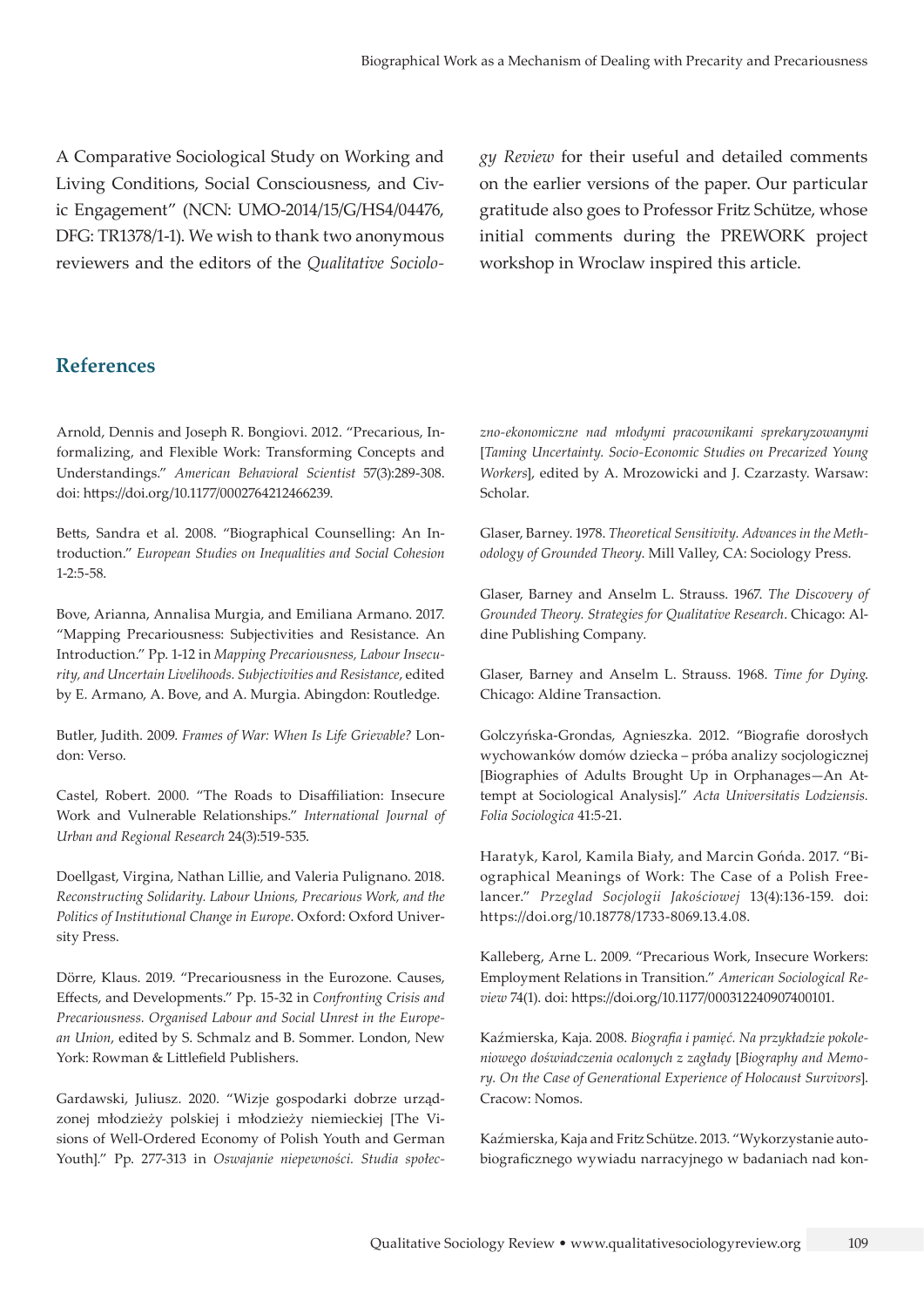A Comparative Sociological Study on Working and Living Conditions, Social Consciousness, and Civic Engagement" (NCN: UMO-2014/15/G/HS4/04476, DFG: TR1378/1-1). We wish to thank two anonymous reviewers and the editors of the *Qualitative Sociology Review* for their useful and detailed comments on the earlier versions of the paper. Our particular gratitude also goes to Professor Fritz Schütze, whose initial comments during the PREWORK project workshop in Wroclaw inspired this article.

## References

Arnold, Dennis and Joseph R. Bongiovi. 2012. "Precarious, Informalizing, and Flexible Work: Transforming Concepts and Understandings." *American Behavioral Scientist* 57(3):289-308. doi: https://doi.org/10.1177/0002764212466239.

Betts, Sandra et al. 2008. "Biographical Counselling: An Introduction." *European Studies on Inequalities and Social Cohesion* 1-2:5-58.

Bove, Arianna, Annalisa Murgia, and Emiliana Armano. 2017. "Mapping Precariousness: Subjectivities and Resistance. An Introduction." Pp. 1-12 in *Mapping Precariousness, Labour Insecurity, and Uncertain Livelihoods. Subjectivities and Resistance*, edited by E. Armano, A. Bove, and A. Murgia. Abingdon: Routledge.

Butler, Judith. 2009. *Frames of War: When Is Life Grievable?* London: Verso.

Castel, Robert. 2000. "The Roads to Disaffiliation: Insecure Work and Vulnerable Relationships." *International Journal of Urban and Regional Research* 24(3):519-535.

Doellgast, Virgina, Nathan Lillie, and Valeria Pulignano. 2018. *Reconstructing Solidarity. Labour Unions, Precarious Work, and the Politics of Institutional Change in Europe*. Oxford: Oxford University Press.

Dörre, Klaus. 2019. "Precariousness in the Eurozone. Causes, Effects, and Developments." Pp. 15-32 in *Confronting Crisis and Precariousness. Organised Labour and Social Unrest in the European Union*, edited by S. Schmalz and B. Sommer. London, New York: Rowman & Littlefield Publishers.

Gardawski, Juliusz. 2020. "Wizje gospodarki dobrze urządzonej młodzieży polskiej i młodzieży niemieckiej [The Visions of Well-Ordered Economy of Polish Youth and German Youth]." Pp. 277-313 in *Oswajanie niepewności. Studia społeczno-ekonomiczne nad młodymi pracownikami sprekaryzowanymi* [*Taming Uncertainty. Socio-Economic Studies on Precarized Young Workers*], edited by A. Mrozowicki and J. Czarzasty. Warsaw: Scholar.

Glaser, Barney. 1978. *Theoretical Sensitivity. Advances in the Methodology of Grounded Theory*. Mill Valley, CA: Sociology Press.

Glaser, Barney and Anselm L. Strauss. 1967. *The Discovery of Grounded Theory. Strategies for Qualitative Research*. Chicago: Aldine Publishing Company.

Glaser, Barney and Anselm L. Strauss. 1968. *Time for Dying*. Chicago: Aldine Transaction.

Golczyńska-Grondas, Agnieszka. 2012. "Biografie dorosłych wychowanków domów dziecka – próba analizy socjologicznej [Biographies of Adults Brought Up in Orphanages—An Attempt at Sociological Analysis]." *Acta Universitatis Lodziensis. Folia Sociologica* 41:5-21.

Haratyk, Karol, Kamila Biały, and Marcin Gońda. 2017. "Biographical Meanings of Work: The Case of a Polish Freelancer." *Przeglad Socjologii Jakościowej* 13(4):136-159. doi: https://doi.org/10.18778/1733-8069.13.4.08.

Kalleberg, Arne L. 2009. "Precarious Work, Insecure Workers: Employment Relations in Transition." *American Sociological Review* 74(1). doi: https://doi.org/10.1177/000312240907400101.

Kaźmierska, Kaja. 2008. *Biografia i pamięć. Na przykładzie pokoleniowego doświadczenia ocalonych z zagłady* [*Biography and Memory. On the Case of Generational Experience of Holocaust Survivors*]. Cracow: Nomos.

Kaźmierska, Kaja and Fritz Schütze. 2013. "Wykorzystanie autobiograficznego wywiadu narracyjnego w badaniach nad kon-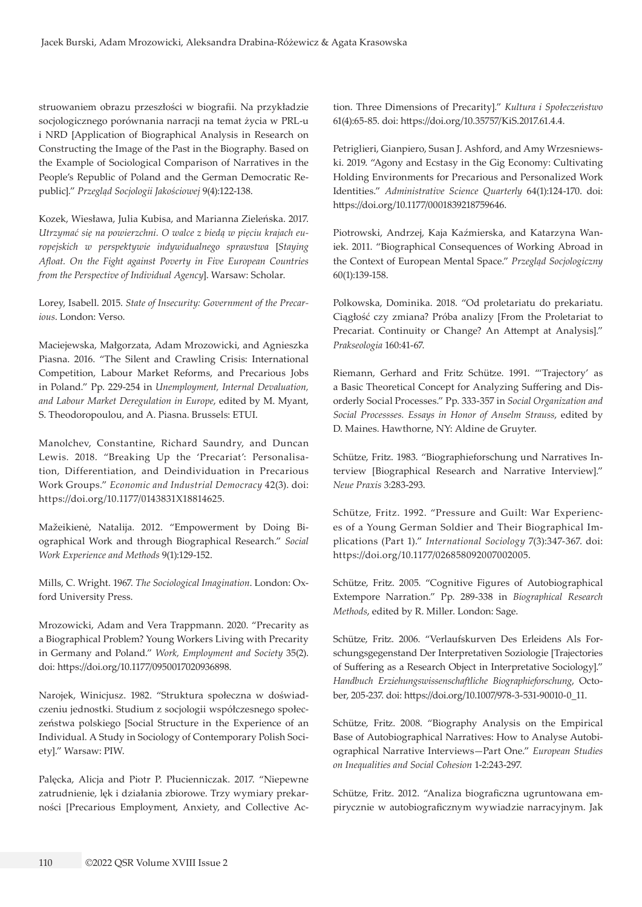struowaniem obrazu przeszłości w biografii. Na przykładzie socjologicznego porównania narracji na temat życia w PRL-u i NRD [Application of Biographical Analysis in Research on Constructing the Image of the Past in the Biography. Based on the Example of Sociological Comparison of Narratives in the People's Republic of Poland and the German Democratic Republic]." *Przegląd Socjologii Jakościowej* 9(4):122-138.

Kozek, Wiesława, Julia Kubisa, and Marianna Zieleńska. 2017. *Utrzymać się na powierzchni. O walce z biedą w pięciu krajach europejskich w perspektywie indywidualnego sprawstwa* [*Staying Afloat. On the Fight against Poverty in Five European Countries from the Perspective of Individual Agency*]. Warsaw: Scholar.

Lorey, Isabell. 2015. *State of Insecurity: Government of the Precarious*. London: Verso.

Maciejewska, Małgorzata, Adam Mrozowicki, and Agnieszka Piasna. 2016. "The Silent and Crawling Crisis: International Competition, Labour Market Reforms, and Precarious Jobs in Poland." Pp. 229-254 in *Unemployment, Internal Devaluation, and Labour Market Deregulation in Europe*, edited by M. Myant, S. Theodoropoulou, and A. Piasna. Brussels: ETUI.

Manolchev, Constantine, Richard Saundry, and Duncan Lewis. 2018. "Breaking Up the 'Precariat': Personalisation, Differentiation, and Deindividuation in Precarious Work Groups." *Economic and Industrial Democracy* 42(3). doi: https://doi.org/10.1177/0143831X18814625.

Mažeikienė, Natalija. 2012. "Empowerment by Doing Biographical Work and through Biographical Research." *Social Work Experience and Methods* 9(1):129-152.

Mills, C. Wright. 1967. *The Sociological Imagination*. London: Oxford University Press.

Mrozowicki, Adam and Vera Trappmann. 2020. "Precarity as a Biographical Problem? Young Workers Living with Precarity in Germany and Poland." *Work, Employment and Society* 35(2). doi: https://doi.org/10.1177/0950017020936898.

Narojek, Winicjusz. 1982. "Struktura społeczna w doświadczeniu jednostki. Studium z socjologii współczesnego społeczeństwa polskiego [Social Structure in the Experience of an Individual. A Study in Sociology of Contemporary Polish Society]." Warsaw: PIW.

Palęcka, Alicja and Piotr P. Płucienniczak. 2017. "Niepewne zatrudnienie, lęk i działania zbiorowe. Trzy wymiary prekarności [Precarious Employment, Anxiety, and Collective Action. Three Dimensions of Precarity]." *Kultura i Społeczeństwo* 61(4):65-85. doi: https://doi.org/10.35757/KiS.2017.61.4.4.

Petriglieri, Gianpiero, Susan J. Ashford, and Amy Wrzesniewski. 2019. "Agony and Ecstasy in the Gig Economy: Cultivating Holding Environments for Precarious and Personalized Work Identities." *Administrative Science Quarterly* 64(1):124-170. doi: https://doi.org/10.1177/0001839218759646.

Piotrowski, Andrzej, Kaja Kaźmierska, and Katarzyna Waniek. 2011. "Biographical Consequences of Working Abroad in the Context of European Mental Space." *Przegląd Socjologiczny* 60(1):139-158.

Polkowska, Dominika. 2018. "Od proletariatu do prekariatu. Ciągłość czy zmiana? Próba analizy [From the Proletariat to Precariat. Continuity or Change? An Attempt at Analysis]." *Prakseologia* 160:41-67.

Riemann, Gerhard and Fritz Schütze. 1991. "'Trajectory' as a Basic Theoretical Concept for Analyzing Suffering and Disorderly Social Processes." Pp. 333-357 in *Social Organization and Social Processses. Essays in Honor of Anselm Strauss*, edited by D. Maines. Hawthorne, NY: Aldine de Gruyter.

Schütze, Fritz. 1983. "Biographieforschung und Narratives Interview [Biographical Research and Narrative Interview]." *Neue Praxis* 3:283-293.

Schütze, Fritz. 1992. "Pressure and Guilt: War Experiences of a Young German Soldier and Their Biographical Implications (Part 1)." *International Sociology* 7(3):347-367. doi: https://doi.org/10.1177/026858092007002005.

Schütze, Fritz. 2005. "Cognitive Figures of Autobiographical Extempore Narration." Pp. 289-338 in *Biographical Research Methods*, edited by R. Miller. London: Sage.

Schütze, Fritz. 2006. "Verlaufskurven Des Erleidens Als Forschungsgegenstand Der Interpretativen Soziologie [Trajectories of Suffering as a Research Object in Interpretative Sociology]." *Handbuch Erziehungswissenschaftliche Biographieforschung*, October, 205-237. doi: https://doi.org/10.1007/978-3-531-90010-0_11.

Schütze, Fritz. 2008. "Biography Analysis on the Empirical Base of Autobiographical Narratives: How to Analyse Autobiographical Narrative Interviews—Part One." *European Studies on Inequalities and Social Cohesion* 1-2:243-297.

Schütze, Fritz. 2012. "Analiza biograficzna ugruntowana empirycznie w autobiograficznym wywiadzie narracyjnym. Jak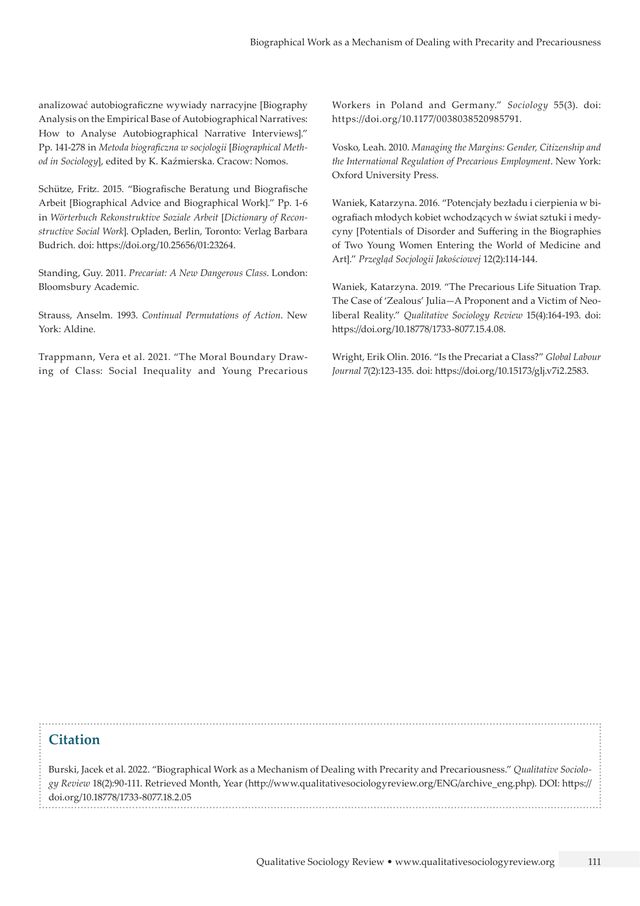analizować autobiograficzne wywiady narracyjne [Biography Analysis on the Empirical Base of Autobiographical Narratives: How to Analyse Autobiographical Narrative Interviews].” Pp. 141-278 in *Metoda biograficzna w socjologii* [*Biographical Method in Sociology*], edited by K. Kaźmierska. Cracow: Nomos.

Schütze, Fritz. 2015. “Biografische Beratung und Biografische Arbeit [Biographical Advice and Biographical Work].” Pp. 1-6 in *Wörterbuch Rekonstruktive Soziale Arbeit* [*Dictionary of Reconstructive Social Work*]. Opladen, Berlin, Toronto: Verlag Barbara Budrich. doi: https://doi.org/10.25656/01:23264.

Standing, Guy. 2011. *Precariat: A New Dangerous Class*. London: Bloomsbury Academic.

Strauss, Anselm. 1993. *Continual Permutations of Action*. New York: Aldine.

Trappmann, Vera et al. 2021. “The Moral Boundary Drawing of Class: Social Inequality and Young Precarious Workers in Poland and Germany.” *Sociology* 55(3). doi: https://doi.org/10.1177/0038038520985791.

Vosko, Leah. 2010. *Managing the Margins: Gender, Citizenship and the International Regulation of Precarious Employment*. New York: Oxford University Press.

Waniek, Katarzyna. 2016. “Potencjały bezładu i cierpienia w biografiach młodych kobiet wchodzących w świat sztuki i medycyny [Potentials of Disorder and Suffering in the Biographies of Two Young Women Entering the World of Medicine and Art].” *Przegląd Socjologii Jakościowej* 12(2):114-144.

Waniek, Katarzyna. 2019. “The Precarious Life Situation Trap. The Case of ‘Zealous’ Julia—A Proponent and a Victim of Neoliberal Reality.” *Qualitative Sociology Review* 15(4):164-193. doi: https://doi.org/10.18778/1733-8077.15.4.08.

Wright, Erik Olin. 2016. “Is the Precariat a Class?” *Global Labour Journal* 7(2):123-135. doi: https://doi.org/10.15173/glj.v7i2.2583.

## Citation

Burski, Jacek et al. 2022. “Biographical Work as a Mechanism of Dealing with Precarity and Precariousness.” *Qualitative Sociology Review* 18(2):90-111. Retrieved Month, Year (http://www.qualitativesociologyreview.org/ENG/archive_eng.php). DOI: https://doi.org/10.18778/1733-8077.18.2.05